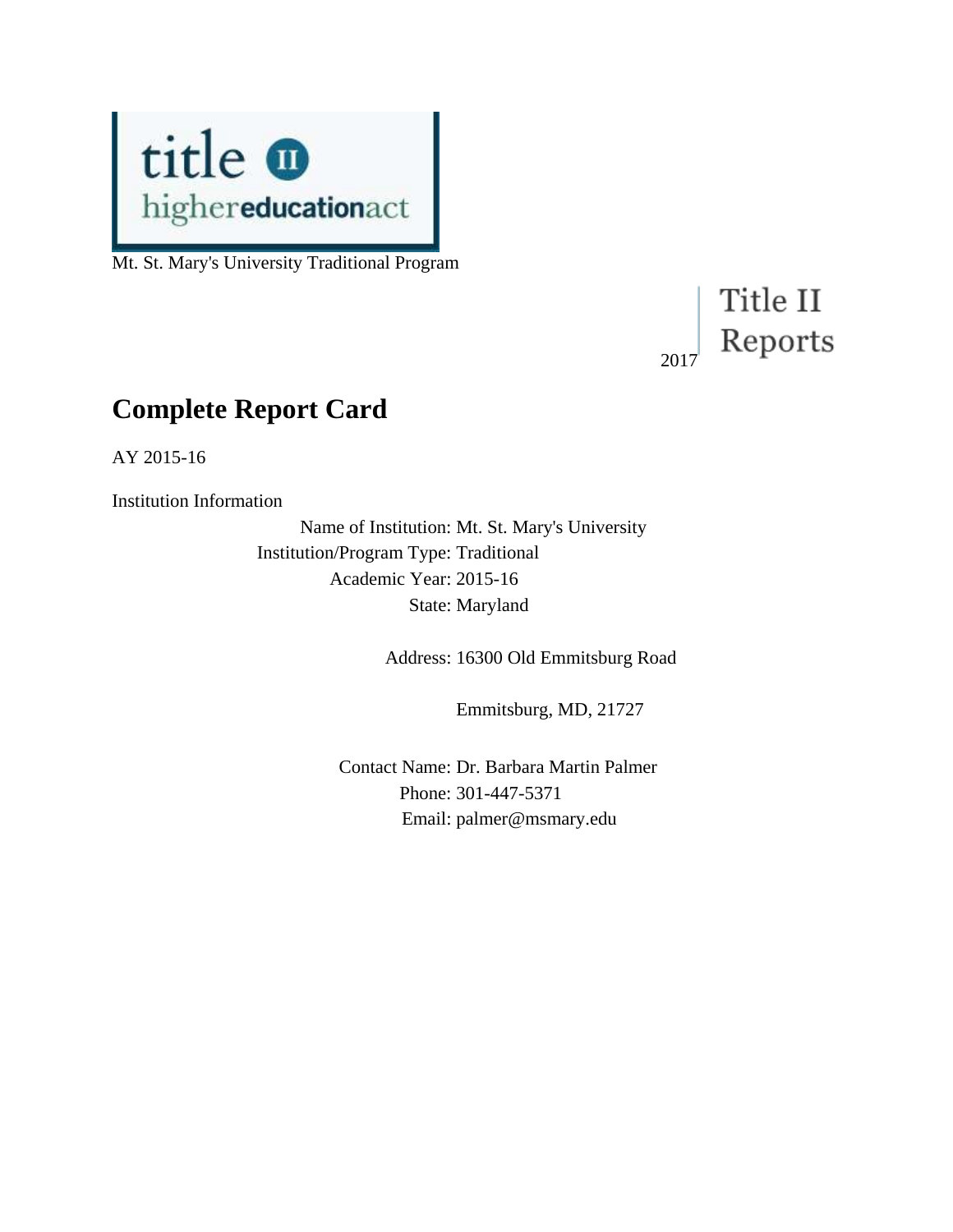title II
higher**education**act

Mt. St. Mary's University Traditional Program

2017 Title II Reports

# Complete Report Card

AY 2015-16

Institution Information

Name of Institution: Mt. St. Mary's University
Institution/Program Type: Traditional
Academic Year: 2015-16
State: Maryland

Address: 16300 Old Emmitsburg Road

Emmitsburg, MD, 21727

Contact Name: Dr. Barbara Martin Palmer
Phone: 301-447-5371
Email: palmer@msmary.edu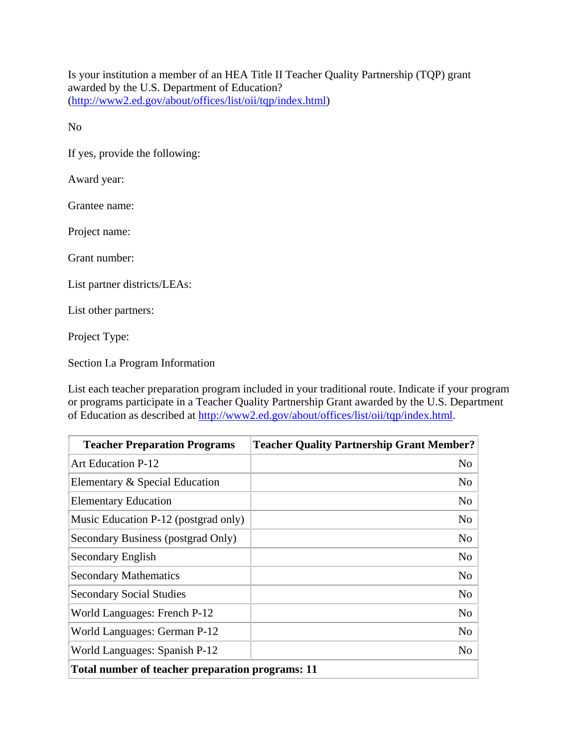Is your institution a member of an HEA Title II Teacher Quality Partnership (TQP) grant awarded by the U.S. Department of Education? (http://www2.ed.gov/about/offices/list/oii/tqp/index.html)

No

If yes, provide the following:

Award year:

Grantee name:

Project name:

Grant number:

List partner districts/LEAs:

List other partners:

Project Type:

Section I.a Program Information

List each teacher preparation program included in your traditional route. Indicate if your program or programs participate in a Teacher Quality Partnership Grant awarded by the U.S. Department of Education as described at http://www2.ed.gov/about/offices/list/oii/tqp/index.html.

| Teacher Preparation Programs | Teacher Quality Partnership Grant Member? |
| --- | --- |
| Art Education P-12 | No |
| Elementary & Special Education | No |
| Elementary Education | No |
| Music Education P-12 (postgrad only) | No |
| Secondary Business (postgrad Only) | No |
| Secondary English | No |
| Secondary Mathematics | No |
| Secondary Social Studies | No |
| World Languages: French P-12 | No |
| World Languages: German P-12 | No |
| World Languages: Spanish P-12 | No |
| **Total number of teacher preparation programs: 11** | |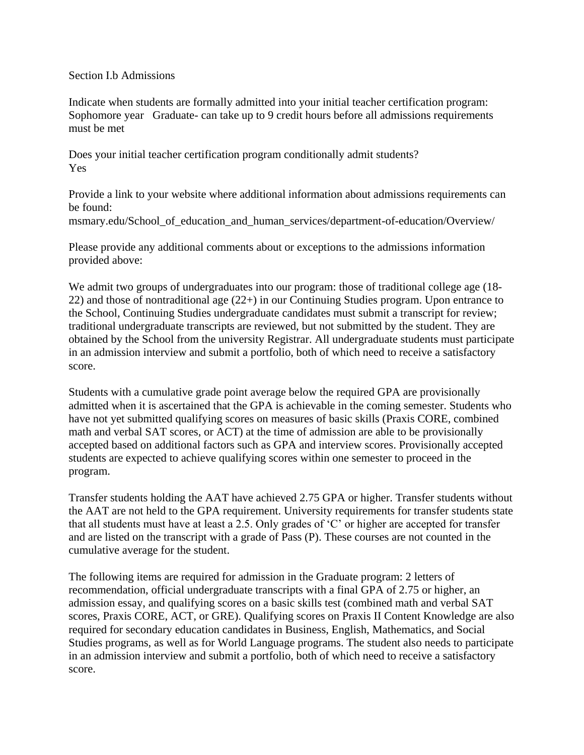Section I.b Admissions

Indicate when students are formally admitted into your initial teacher certification program:
Sophomore year   Graduate- can take up to 9 credit hours before all admissions requirements must be met

Does your initial teacher certification program conditionally admit students?
Yes

Provide a link to your website where additional information about admissions requirements can be found:
msmary.edu/School_of_education_and_human_services/department-of-education/Overview/

Please provide any additional comments about or exceptions to the admissions information provided above:

We admit two groups of undergraduates into our program: those of traditional college age (18-22) and those of nontraditional age (22+) in our Continuing Studies program. Upon entrance to the School, Continuing Studies undergraduate candidates must submit a transcript for review; traditional undergraduate transcripts are reviewed, but not submitted by the student. They are obtained by the School from the university Registrar. All undergraduate students must participate in an admission interview and submit a portfolio, both of which need to receive a satisfactory score.

Students with a cumulative grade point average below the required GPA are provisionally admitted when it is ascertained that the GPA is achievable in the coming semester. Students who have not yet submitted qualifying scores on measures of basic skills (Praxis CORE, combined math and verbal SAT scores, or ACT) at the time of admission are able to be provisionally accepted based on additional factors such as GPA and interview scores. Provisionally accepted students are expected to achieve qualifying scores within one semester to proceed in the program.

Transfer students holding the AAT have achieved 2.75 GPA or higher. Transfer students without the AAT are not held to the GPA requirement. University requirements for transfer students state that all students must have at least a 2.5. Only grades of 'C' or higher are accepted for transfer and are listed on the transcript with a grade of Pass (P). These courses are not counted in the cumulative average for the student.

The following items are required for admission in the Graduate program: 2 letters of recommendation, official undergraduate transcripts with a final GPA of 2.75 or higher, an admission essay, and qualifying scores on a basic skills test (combined math and verbal SAT scores, Praxis CORE, ACT, or GRE). Qualifying scores on Praxis II Content Knowledge are also required for secondary education candidates in Business, English, Mathematics, and Social Studies programs, as well as for World Language programs. The student also needs to participate in an admission interview and submit a portfolio, both of which need to receive a satisfactory score.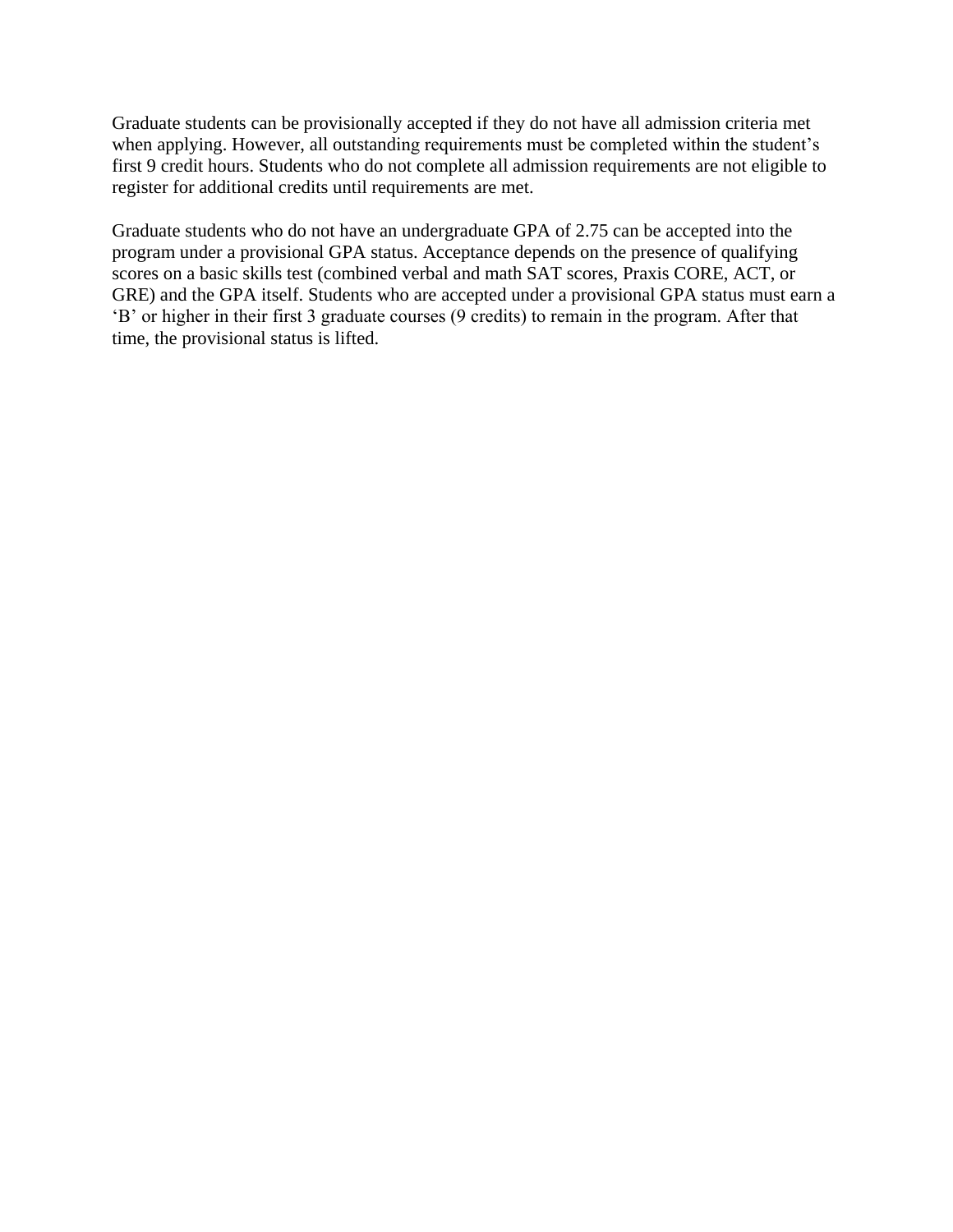Graduate students can be provisionally accepted if they do not have all admission criteria met when applying. However, all outstanding requirements must be completed within the student's first 9 credit hours. Students who do not complete all admission requirements are not eligible to register for additional credits until requirements are met.

Graduate students who do not have an undergraduate GPA of 2.75 can be accepted into the program under a provisional GPA status. Acceptance depends on the presence of qualifying scores on a basic skills test (combined verbal and math SAT scores, Praxis CORE, ACT, or GRE) and the GPA itself. Students who are accepted under a provisional GPA status must earn a 'B' or higher in their first 3 graduate courses (9 credits) to remain in the program. After that time, the provisional status is lifted.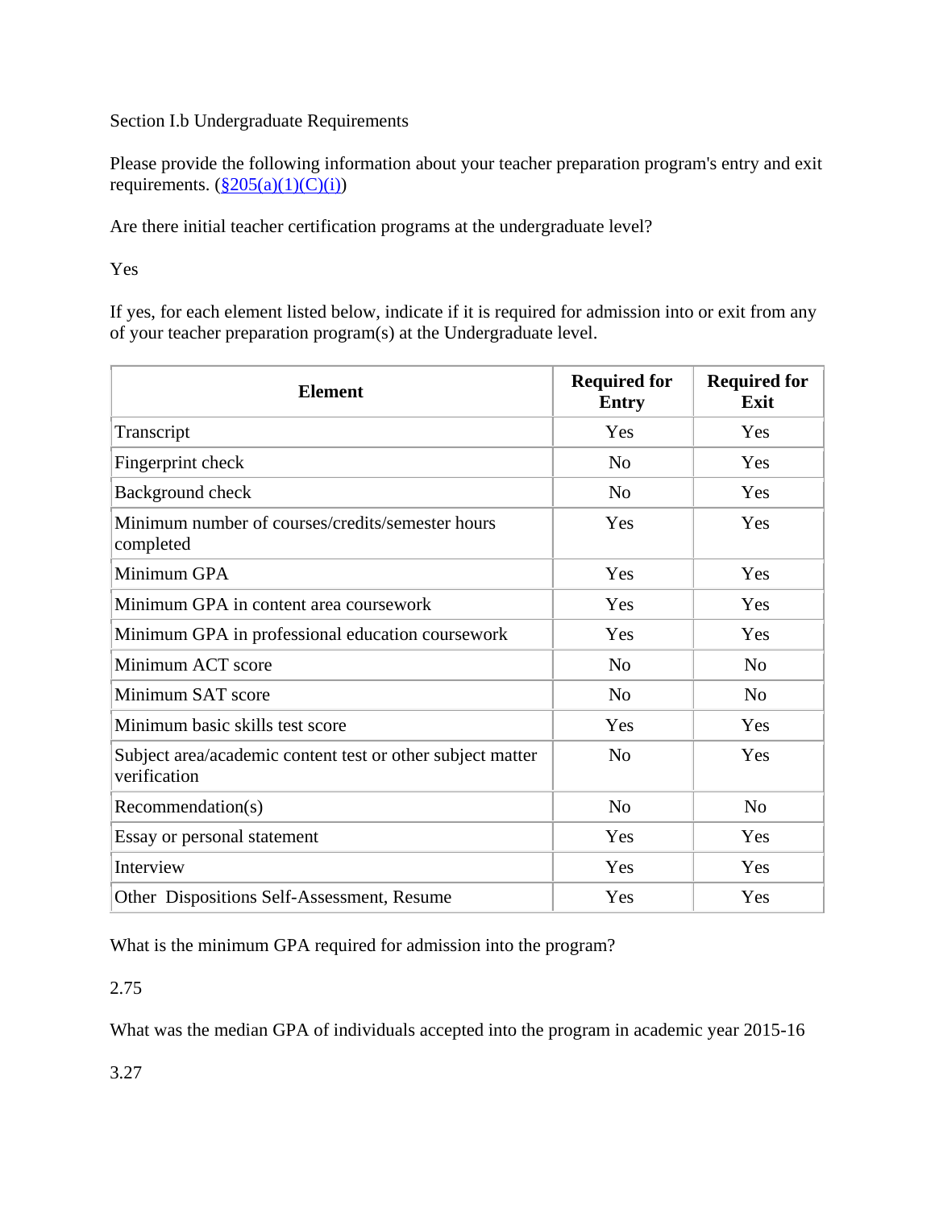Section I.b Undergraduate Requirements

Please provide the following information about your teacher preparation program's entry and exit requirements. ([§205(a)(1)(C)(i)](#))

Are there initial teacher certification programs at the undergraduate level?

Yes

If yes, for each element listed below, indicate if it is required for admission into or exit from any of your teacher preparation program(s) at the Undergraduate level.

| Element | Required for Entry | Required for Exit |
|---|---|---|
| Transcript | Yes | Yes |
| Fingerprint check | No | Yes |
| Background check | No | Yes |
| Minimum number of courses/credits/semester hours completed | Yes | Yes |
| Minimum GPA | Yes | Yes |
| Minimum GPA in content area coursework | Yes | Yes |
| Minimum GPA in professional education coursework | Yes | Yes |
| Minimum ACT score | No | No |
| Minimum SAT score | No | No |
| Minimum basic skills test score | Yes | Yes |
| Subject area/academic content test or other subject matter verification | No | Yes |
| Recommendation(s) | No | No |
| Essay or personal statement | Yes | Yes |
| Interview | Yes | Yes |
| Other Dispositions Self-Assessment, Resume | Yes | Yes |

What is the minimum GPA required for admission into the program?

2.75

What was the median GPA of individuals accepted into the program in academic year 2015-16

3.27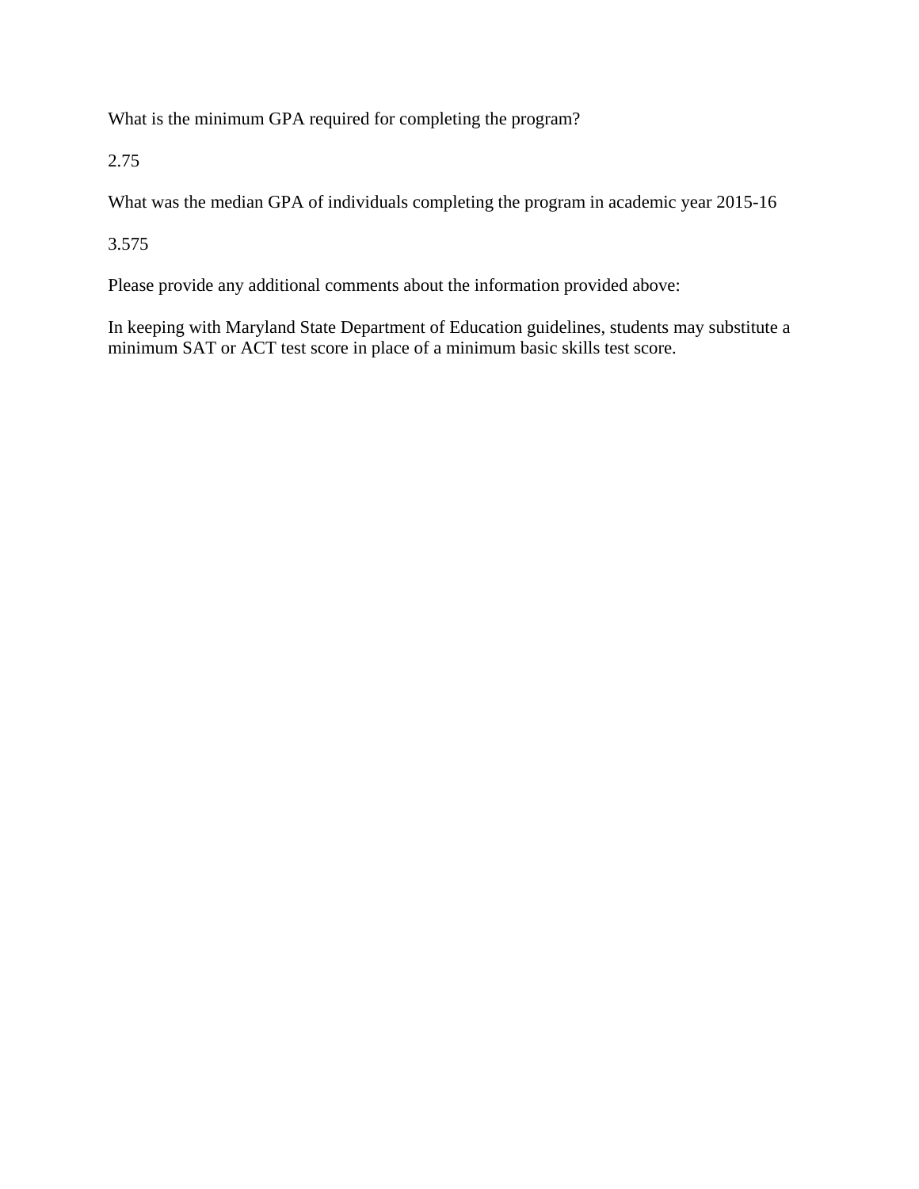What is the minimum GPA required for completing the program?

2.75

What was the median GPA of individuals completing the program in academic year 2015-16

3.575

Please provide any additional comments about the information provided above:

In keeping with Maryland State Department of Education guidelines, students may substitute a minimum SAT or ACT test score in place of a minimum basic skills test score.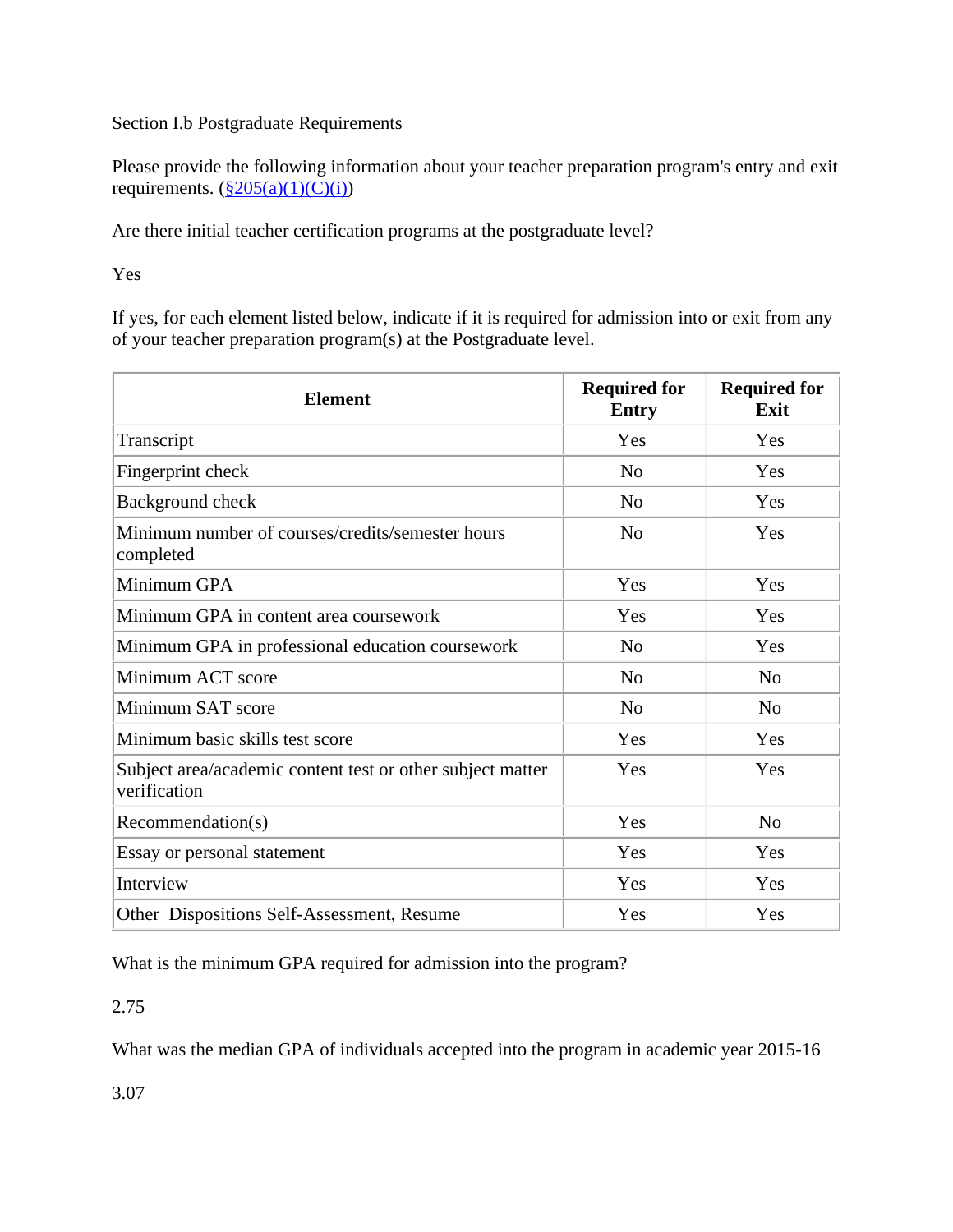Section I.b Postgraduate Requirements

Please provide the following information about your teacher preparation program's entry and exit requirements. ([§205(a)(1)(C)(i)](#))

Are there initial teacher certification programs at the postgraduate level?

Yes

If yes, for each element listed below, indicate if it is required for admission into or exit from any of your teacher preparation program(s) at the Postgraduate level.

| Element | Required for Entry | Required for Exit |
|---|---|---|
| Transcript | Yes | Yes |
| Fingerprint check | No | Yes |
| Background check | No | Yes |
| Minimum number of courses/credits/semester hours completed | No | Yes |
| Minimum GPA | Yes | Yes |
| Minimum GPA in content area coursework | Yes | Yes |
| Minimum GPA in professional education coursework | No | Yes |
| Minimum ACT score | No | No |
| Minimum SAT score | No | No |
| Minimum basic skills test score | Yes | Yes |
| Subject area/academic content test or other subject matter verification | Yes | Yes |
| Recommendation(s) | Yes | No |
| Essay or personal statement | Yes | Yes |
| Interview | Yes | Yes |
| Other Dispositions Self-Assessment, Resume | Yes | Yes |

What is the minimum GPA required for admission into the program?

2.75

What was the median GPA of individuals accepted into the program in academic year 2015-16

3.07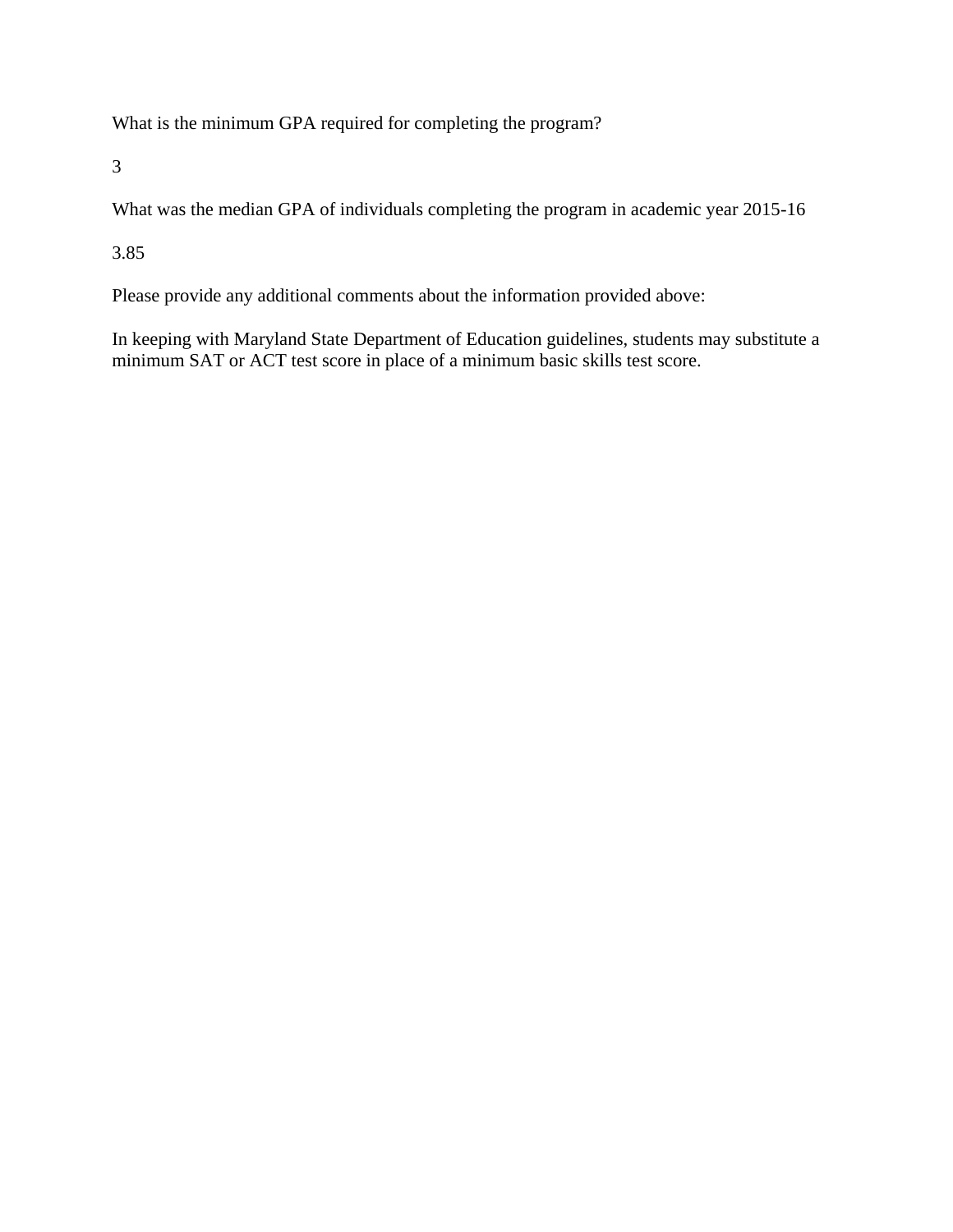What is the minimum GPA required for completing the program?

3

What was the median GPA of individuals completing the program in academic year 2015-16

3.85

Please provide any additional comments about the information provided above:

In keeping with Maryland State Department of Education guidelines, students may substitute a minimum SAT or ACT test score in place of a minimum basic skills test score.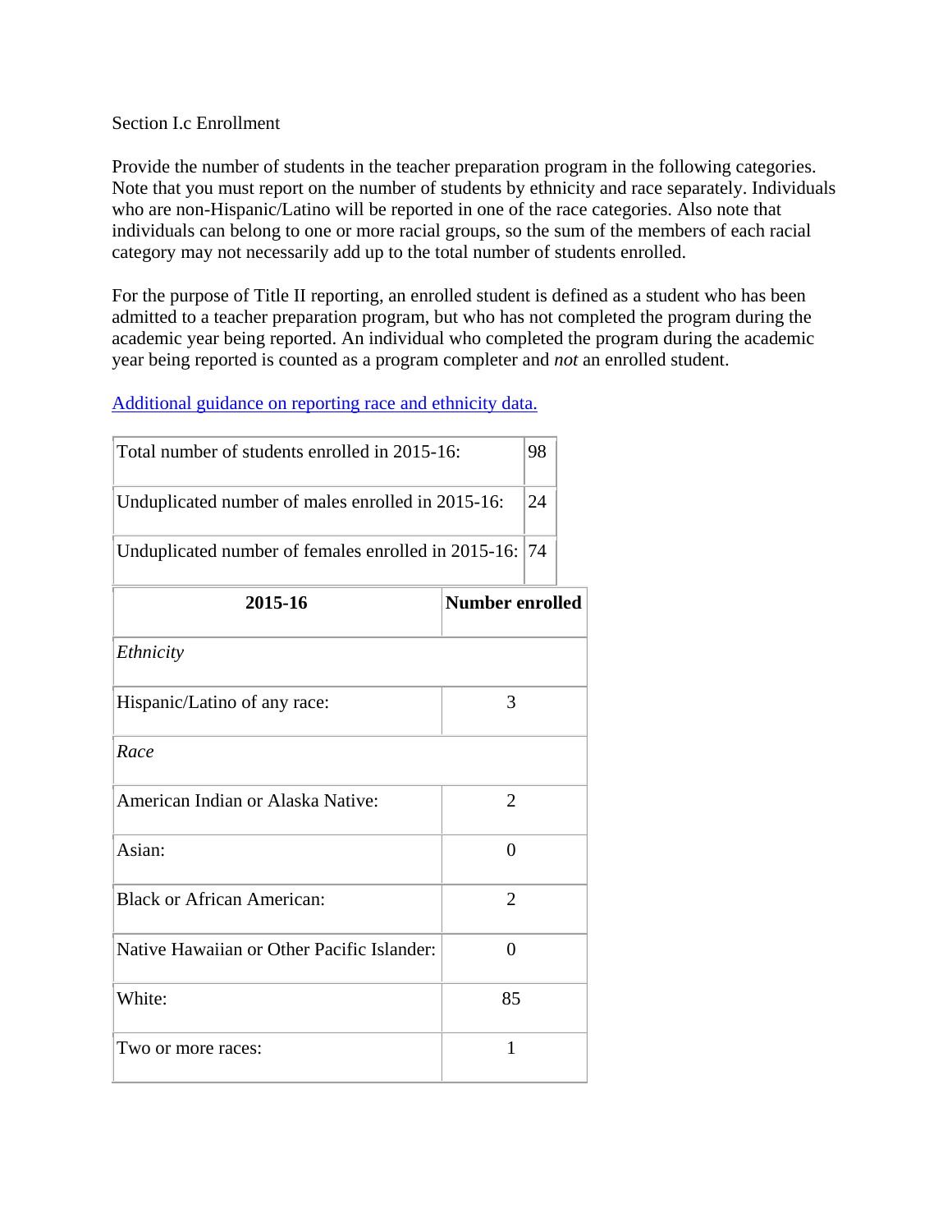Section I.c Enrollment

Provide the number of students in the teacher preparation program in the following categories. Note that you must report on the number of students by ethnicity and race separately. Individuals who are non-Hispanic/Latino will be reported in one of the race categories. Also note that individuals can belong to one or more racial groups, so the sum of the members of each racial category may not necessarily add up to the total number of students enrolled.

For the purpose of Title II reporting, an enrolled student is defined as a student who has been admitted to a teacher preparation program, but who has not completed the program during the academic year being reported. An individual who completed the program during the academic year being reported is counted as a program completer and *not* an enrolled student.

[Additional guidance on reporting race and ethnicity data.]()

| | |
|---|---|
| Total number of students enrolled in 2015-16: | 98 |
| Unduplicated number of males enrolled in 2015-16: | 24 |
| Unduplicated number of females enrolled in 2015-16: | 74 |

| 2015-16 | Number enrolled |
|---|---|
| *Ethnicity* | |
| Hispanic/Latino of any race: | 3 |
| *Race* | |
| American Indian or Alaska Native: | 2 |
| Asian: | 0 |
| Black or African American: | 2 |
| Native Hawaiian or Other Pacific Islander: | 0 |
| White: | 85 |
| Two or more races: | 1 |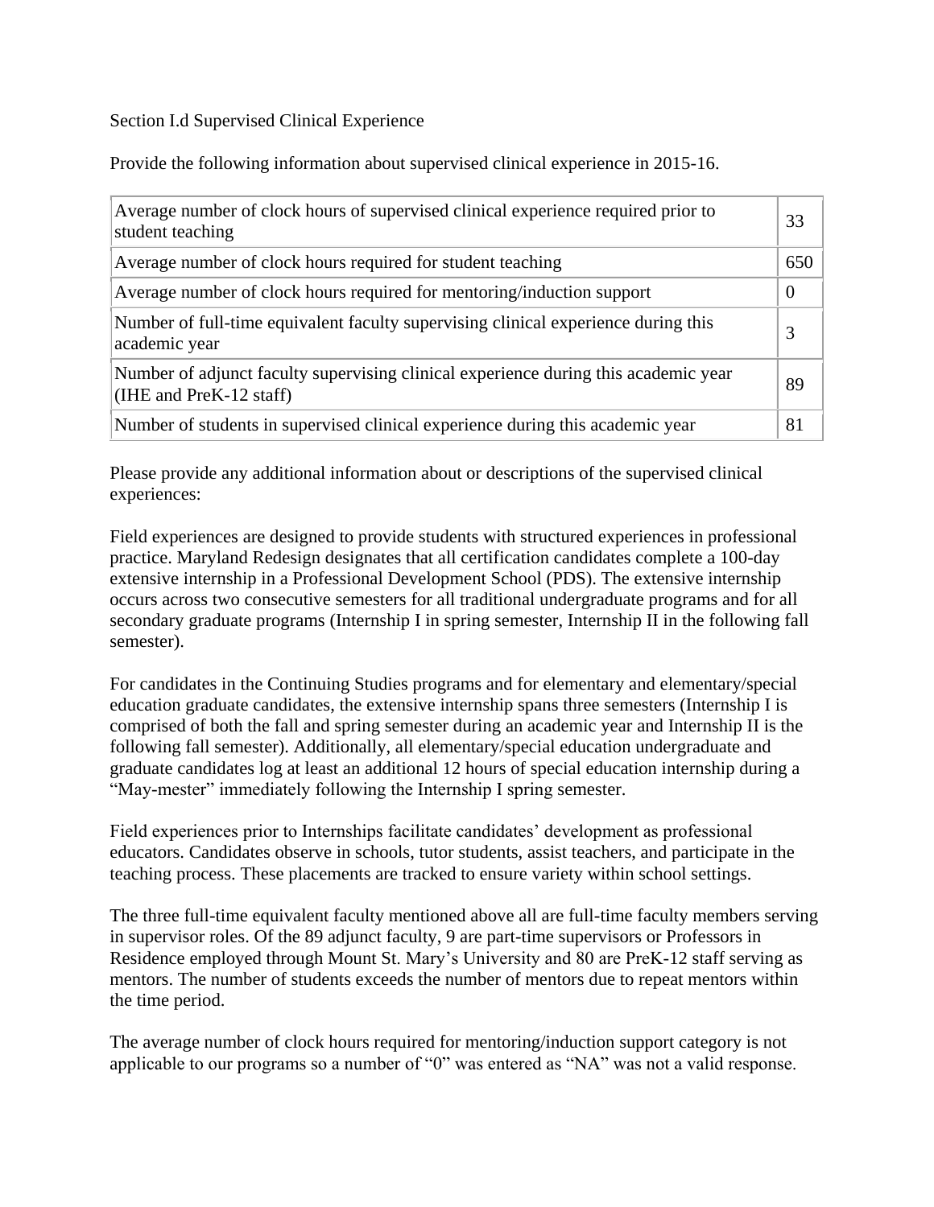Section I.d Supervised Clinical Experience

Provide the following information about supervised clinical experience in 2015-16.

| | |
|---|---|
| Average number of clock hours of supervised clinical experience required prior to student teaching | 33 |
| Average number of clock hours required for student teaching | 650 |
| Average number of clock hours required for mentoring/induction support | 0 |
| Number of full-time equivalent faculty supervising clinical experience during this academic year | 3 |
| Number of adjunct faculty supervising clinical experience during this academic year (IHE and PreK-12 staff) | 89 |
| Number of students in supervised clinical experience during this academic year | 81 |

Please provide any additional information about or descriptions of the supervised clinical experiences:

Field experiences are designed to provide students with structured experiences in professional practice. Maryland Redesign designates that all certification candidates complete a 100-day extensive internship in a Professional Development School (PDS). The extensive internship occurs across two consecutive semesters for all traditional undergraduate programs and for all secondary graduate programs (Internship I in spring semester, Internship II in the following fall semester).

For candidates in the Continuing Studies programs and for elementary and elementary/special education graduate candidates, the extensive internship spans three semesters (Internship I is comprised of both the fall and spring semester during an academic year and Internship II is the following fall semester). Additionally, all elementary/special education undergraduate and graduate candidates log at least an additional 12 hours of special education internship during a "May-mester" immediately following the Internship I spring semester.

Field experiences prior to Internships facilitate candidates' development as professional educators. Candidates observe in schools, tutor students, assist teachers, and participate in the teaching process. These placements are tracked to ensure variety within school settings.

The three full-time equivalent faculty mentioned above all are full-time faculty members serving in supervisor roles. Of the 89 adjunct faculty, 9 are part-time supervisors or Professors in Residence employed through Mount St. Mary's University and 80 are PreK-12 staff serving as mentors. The number of students exceeds the number of mentors due to repeat mentors within the time period.

The average number of clock hours required for mentoring/induction support category is not applicable to our programs so a number of "0" was entered as "NA" was not a valid response.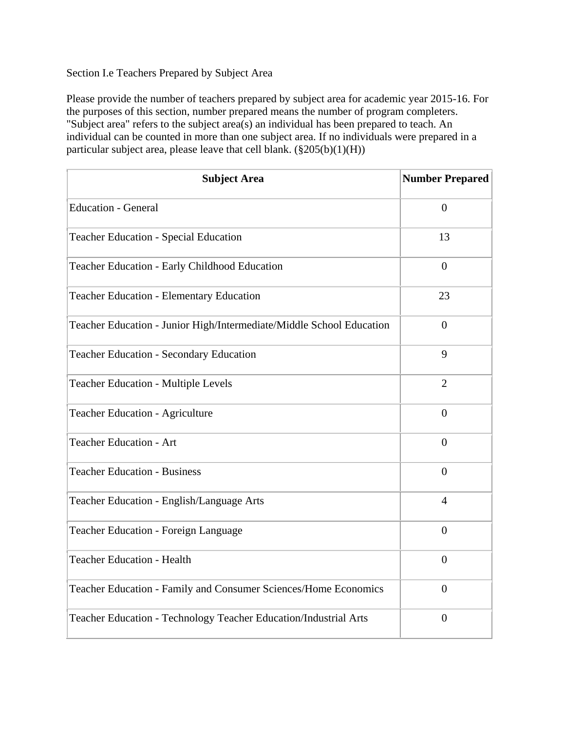Section I.e Teachers Prepared by Subject Area

Please provide the number of teachers prepared by subject area for academic year 2015-16. For the purposes of this section, number prepared means the number of program completers. "Subject area" refers to the subject area(s) an individual has been prepared to teach. An individual can be counted in more than one subject area. If no individuals were prepared in a particular subject area, please leave that cell blank. (§205(b)(1)(H))

| Subject Area | Number Prepared |
|---|---|
| Education - General | 0 |
| Teacher Education - Special Education | 13 |
| Teacher Education - Early Childhood Education | 0 |
| Teacher Education - Elementary Education | 23 |
| Teacher Education - Junior High/Intermediate/Middle School Education | 0 |
| Teacher Education - Secondary Education | 9 |
| Teacher Education - Multiple Levels | 2 |
| Teacher Education - Agriculture | 0 |
| Teacher Education - Art | 0 |
| Teacher Education - Business | 0 |
| Teacher Education - English/Language Arts | 4 |
| Teacher Education - Foreign Language | 0 |
| Teacher Education - Health | 0 |
| Teacher Education - Family and Consumer Sciences/Home Economics | 0 |
| Teacher Education - Technology Teacher Education/Industrial Arts | 0 |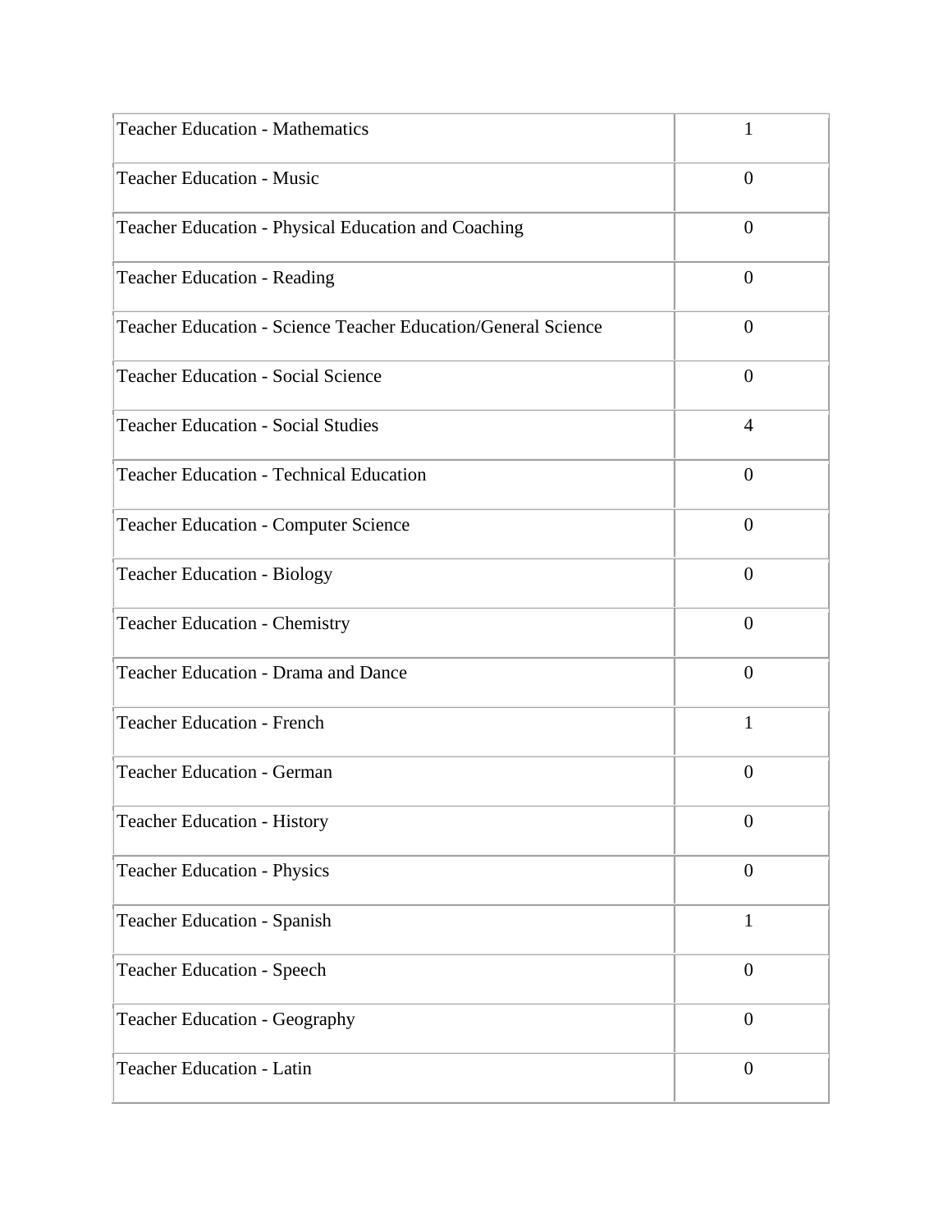| Teacher Education - Mathematics | 1 |
|---|---|
| Teacher Education - Music | 0 |
| Teacher Education - Physical Education and Coaching | 0 |
| Teacher Education - Reading | 0 |
| Teacher Education - Science Teacher Education/General Science | 0 |
| Teacher Education - Social Science | 0 |
| Teacher Education - Social Studies | 4 |
| Teacher Education - Technical Education | 0 |
| Teacher Education - Computer Science | 0 |
| Teacher Education - Biology | 0 |
| Teacher Education - Chemistry | 0 |
| Teacher Education - Drama and Dance | 0 |
| Teacher Education - French | 1 |
| Teacher Education - German | 0 |
| Teacher Education - History | 0 |
| Teacher Education - Physics | 0 |
| Teacher Education - Spanish | 1 |
| Teacher Education - Speech | 0 |
| Teacher Education - Geography | 0 |
| Teacher Education - Latin | 0 |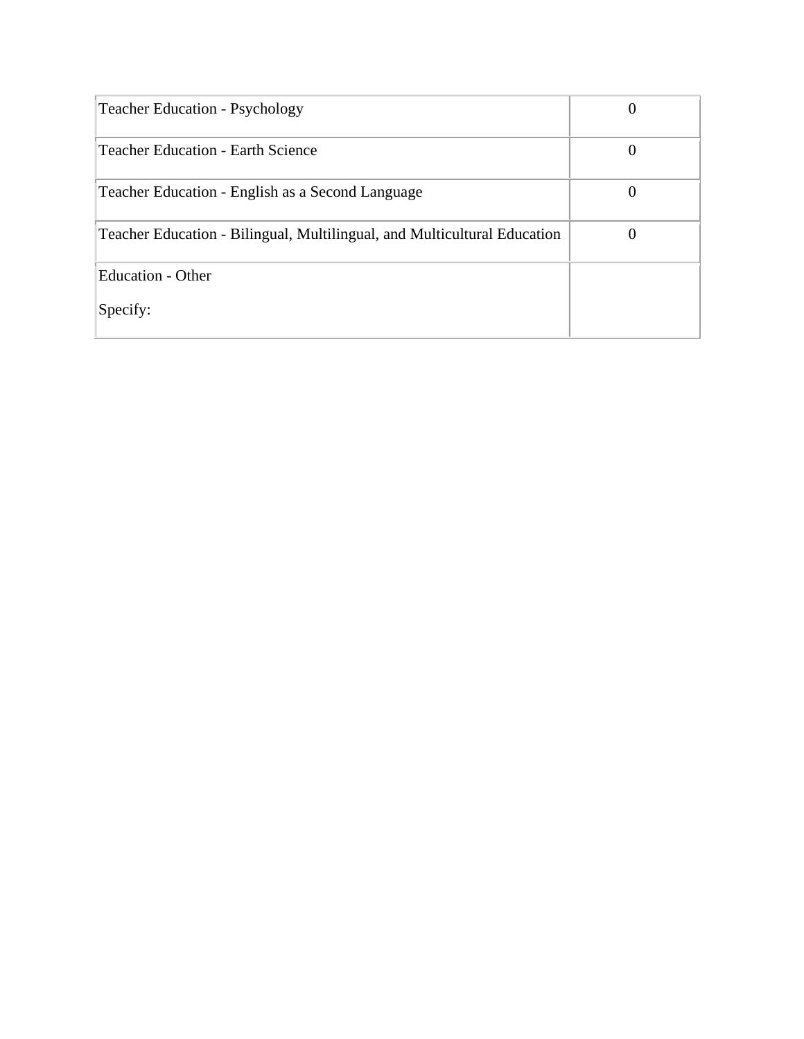| | |
|---|---|
| Teacher Education - Psychology | 0 |
| Teacher Education - Earth Science | 0 |
| Teacher Education - English as a Second Language | 0 |
| Teacher Education - Bilingual, Multilingual, and Multicultural Education | 0 |
| Education - Other<br><br>Specify: | |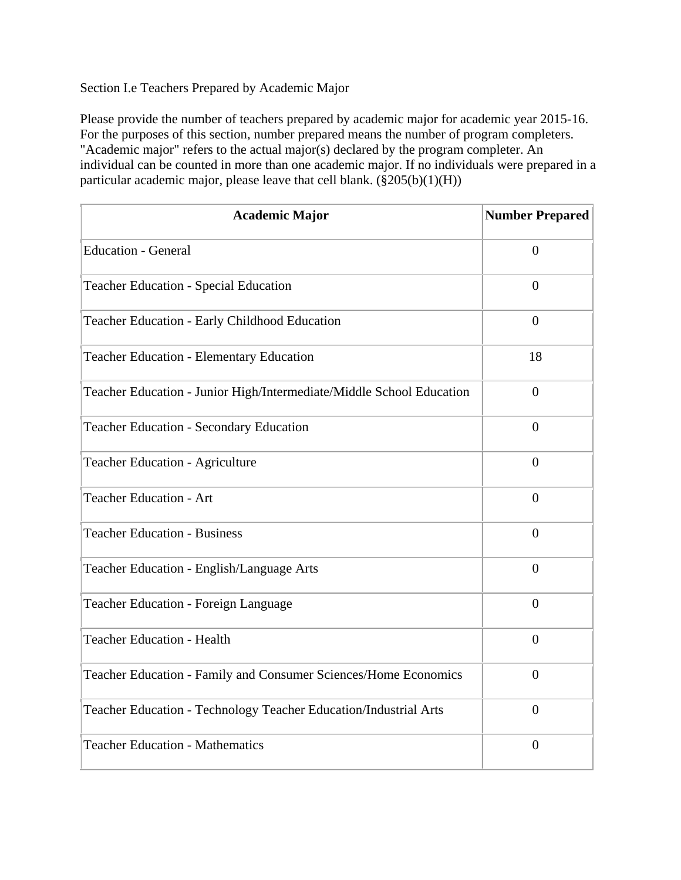Section I.e Teachers Prepared by Academic Major

Please provide the number of teachers prepared by academic major for academic year 2015-16. For the purposes of this section, number prepared means the number of program completers. "Academic major" refers to the actual major(s) declared by the program completer. An individual can be counted in more than one academic major. If no individuals were prepared in a particular academic major, please leave that cell blank. (§205(b)(1)(H))

| Academic Major | Number Prepared |
|---|---|
| Education - General | 0 |
| Teacher Education - Special Education | 0 |
| Teacher Education - Early Childhood Education | 0 |
| Teacher Education - Elementary Education | 18 |
| Teacher Education - Junior High/Intermediate/Middle School Education | 0 |
| Teacher Education - Secondary Education | 0 |
| Teacher Education - Agriculture | 0 |
| Teacher Education - Art | 0 |
| Teacher Education - Business | 0 |
| Teacher Education - English/Language Arts | 0 |
| Teacher Education - Foreign Language | 0 |
| Teacher Education - Health | 0 |
| Teacher Education - Family and Consumer Sciences/Home Economics | 0 |
| Teacher Education - Technology Teacher Education/Industrial Arts | 0 |
| Teacher Education - Mathematics | 0 |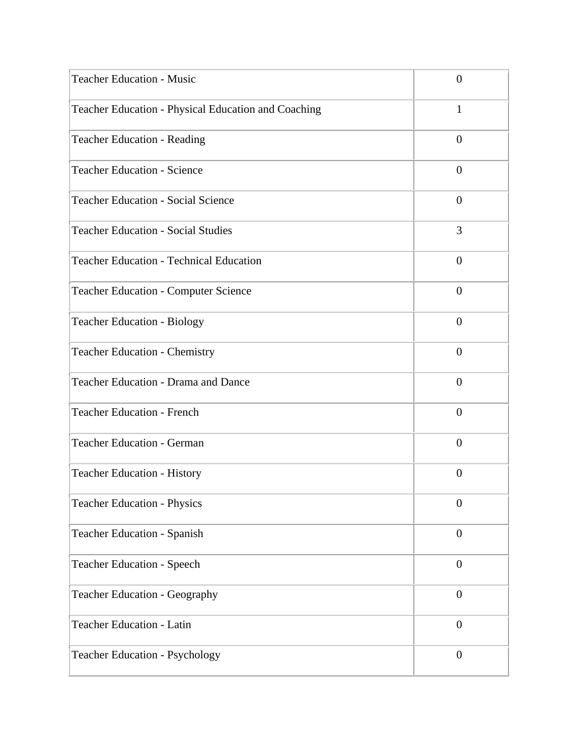| | |
|---|---|
| Teacher Education - Music | 0 |
| Teacher Education - Physical Education and Coaching | 1 |
| Teacher Education - Reading | 0 |
| Teacher Education - Science | 0 |
| Teacher Education - Social Science | 0 |
| Teacher Education - Social Studies | 3 |
| Teacher Education - Technical Education | 0 |
| Teacher Education - Computer Science | 0 |
| Teacher Education - Biology | 0 |
| Teacher Education - Chemistry | 0 |
| Teacher Education - Drama and Dance | 0 |
| Teacher Education - French | 0 |
| Teacher Education - German | 0 |
| Teacher Education - History | 0 |
| Teacher Education - Physics | 0 |
| Teacher Education - Spanish | 0 |
| Teacher Education - Speech | 0 |
| Teacher Education - Geography | 0 |
| Teacher Education - Latin | 0 |
| Teacher Education - Psychology | 0 |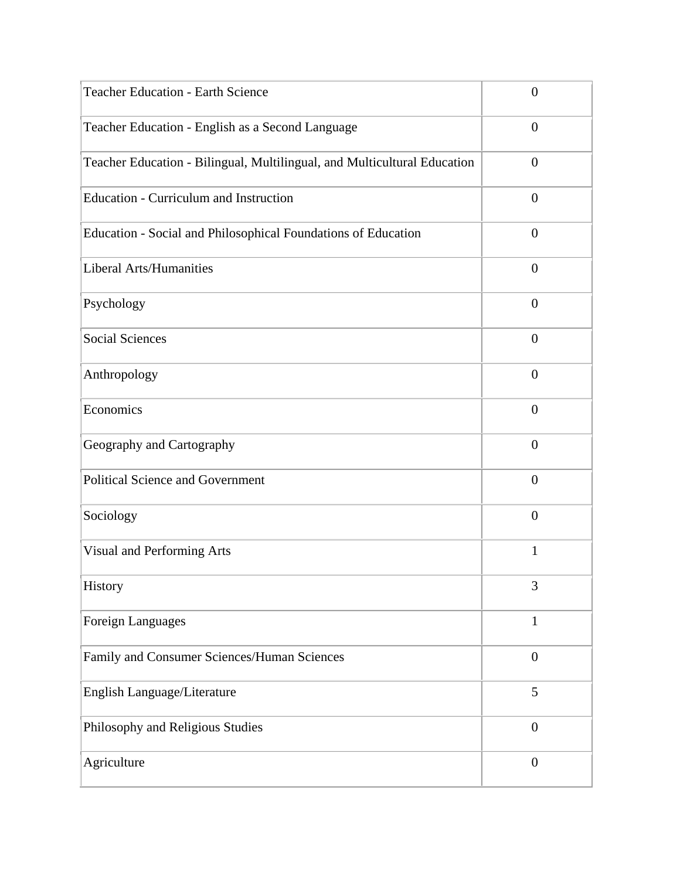| | |
|---|---|
| Teacher Education - Earth Science | 0 |
| Teacher Education - English as a Second Language | 0 |
| Teacher Education - Bilingual, Multilingual, and Multicultural Education | 0 |
| Education - Curriculum and Instruction | 0 |
| Education - Social and Philosophical Foundations of Education | 0 |
| Liberal Arts/Humanities | 0 |
| Psychology | 0 |
| Social Sciences | 0 |
| Anthropology | 0 |
| Economics | 0 |
| Geography and Cartography | 0 |
| Political Science and Government | 0 |
| Sociology | 0 |
| Visual and Performing Arts | 1 |
| History | 3 |
| Foreign Languages | 1 |
| Family and Consumer Sciences/Human Sciences | 0 |
| English Language/Literature | 5 |
| Philosophy and Religious Studies | 0 |
| Agriculture | 0 |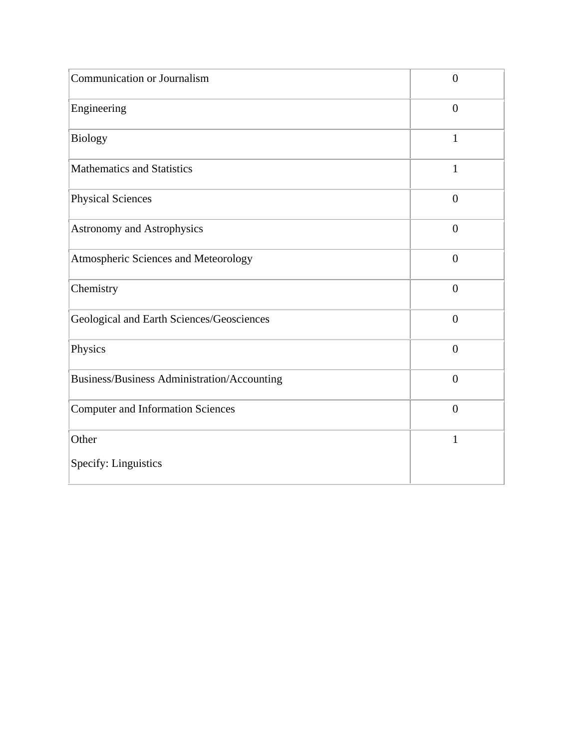| | |
|---|---|
| Communication or Journalism | 0 |
| Engineering | 0 |
| Biology | 1 |
| Mathematics and Statistics | 1 |
| Physical Sciences | 0 |
| Astronomy and Astrophysics | 0 |
| Atmospheric Sciences and Meteorology | 0 |
| Chemistry | 0 |
| Geological and Earth Sciences/Geosciences | 0 |
| Physics | 0 |
| Business/Business Administration/Accounting | 0 |
| Computer and Information Sciences | 0 |
| Other<br><br>Specify: Linguistics | 1 |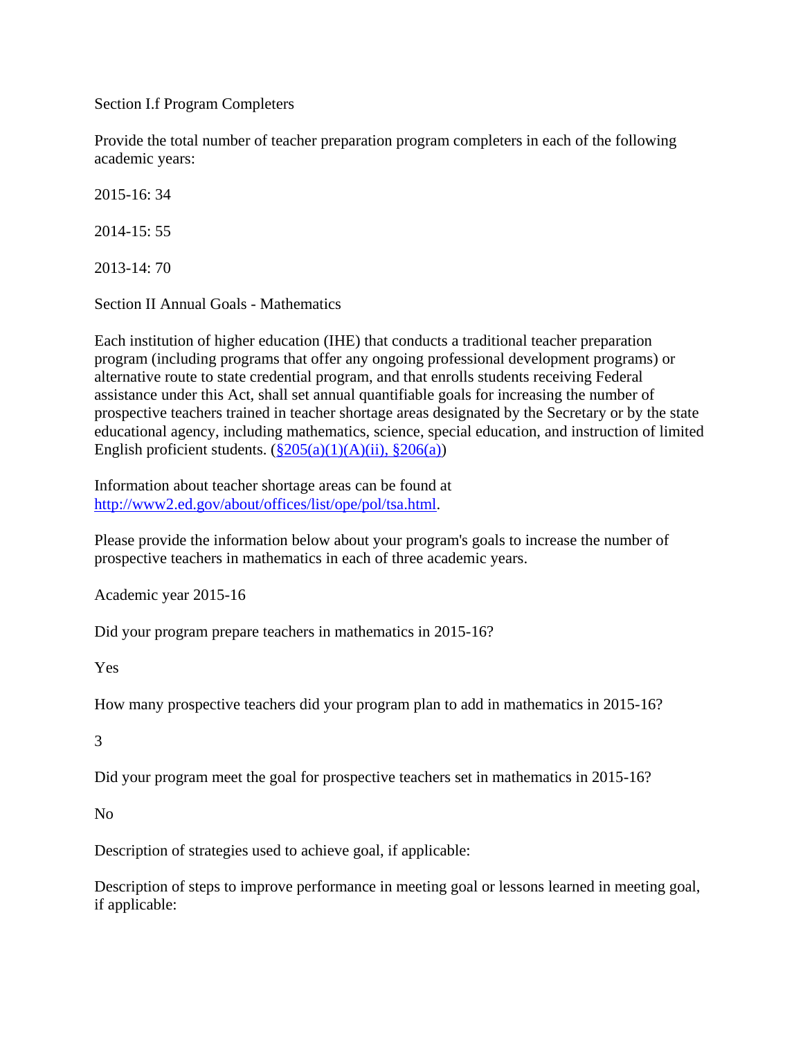Section I.f Program Completers

Provide the total number of teacher preparation program completers in each of the following academic years:

2015-16: 34

2014-15: 55

2013-14: 70

Section II Annual Goals - Mathematics

Each institution of higher education (IHE) that conducts a traditional teacher preparation program (including programs that offer any ongoing professional development programs) or alternative route to state credential program, and that enrolls students receiving Federal assistance under this Act, shall set annual quantifiable goals for increasing the number of prospective teachers trained in teacher shortage areas designated by the Secretary or by the state educational agency, including mathematics, science, special education, and instruction of limited English proficient students. ([§205(a)(1)(A)(ii), §206(a)](#))

Information about teacher shortage areas can be found at [http://www2.ed.gov/about/offices/list/ope/pol/tsa.html](http://www2.ed.gov/about/offices/list/ope/pol/tsa.html).

Please provide the information below about your program's goals to increase the number of prospective teachers in mathematics in each of three academic years.

Academic year 2015-16

Did your program prepare teachers in mathematics in 2015-16?

Yes

How many prospective teachers did your program plan to add in mathematics in 2015-16?

3

Did your program meet the goal for prospective teachers set in mathematics in 2015-16?

No

Description of strategies used to achieve goal, if applicable:

Description of steps to improve performance in meeting goal or lessons learned in meeting goal, if applicable: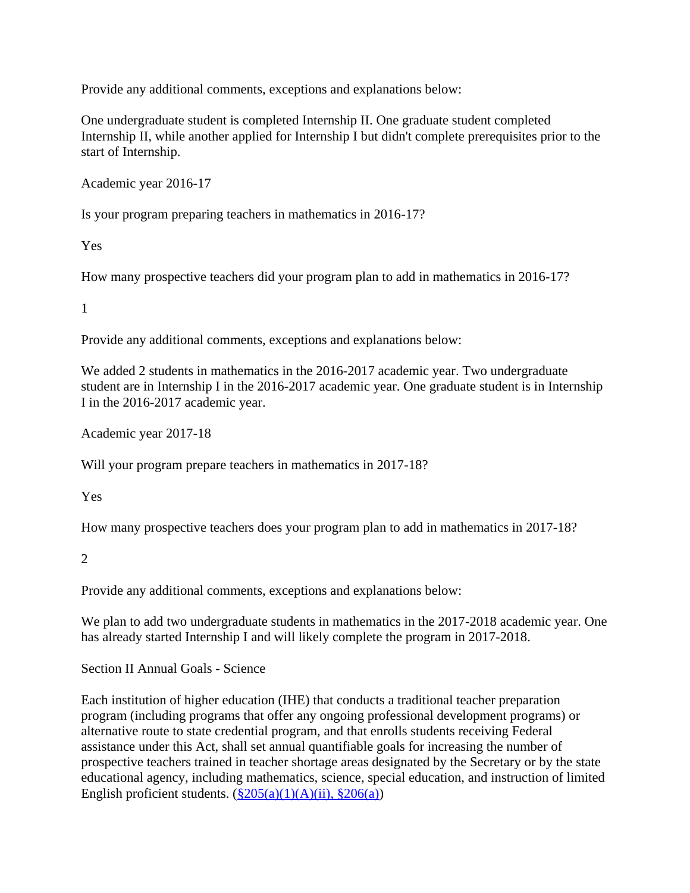Provide any additional comments, exceptions and explanations below:

One undergraduate student is completed Internship II. One graduate student completed Internship II, while another applied for Internship I but didn't complete prerequisites prior to the start of Internship.

Academic year 2016-17

Is your program preparing teachers in mathematics in 2016-17?

Yes

How many prospective teachers did your program plan to add in mathematics in 2016-17?

1

Provide any additional comments, exceptions and explanations below:

We added 2 students in mathematics in the 2016-2017 academic year. Two undergraduate student are in Internship I in the 2016-2017 academic year. One graduate student is in Internship I in the 2016-2017 academic year.

Academic year 2017-18

Will your program prepare teachers in mathematics in 2017-18?

Yes

How many prospective teachers does your program plan to add in mathematics in 2017-18?

2

Provide any additional comments, exceptions and explanations below:

We plan to add two undergraduate students in mathematics in the 2017-2018 academic year. One has already started Internship I and will likely complete the program in 2017-2018.

## Section II Annual Goals - Science

Each institution of higher education (IHE) that conducts a traditional teacher preparation program (including programs that offer any ongoing professional development programs) or alternative route to state credential program, and that enrolls students receiving Federal assistance under this Act, shall set annual quantifiable goals for increasing the number of prospective teachers trained in teacher shortage areas designated by the Secretary or by the state educational agency, including mathematics, science, special education, and instruction of limited English proficient students. (§205(a)(1)(A)(ii), §206(a))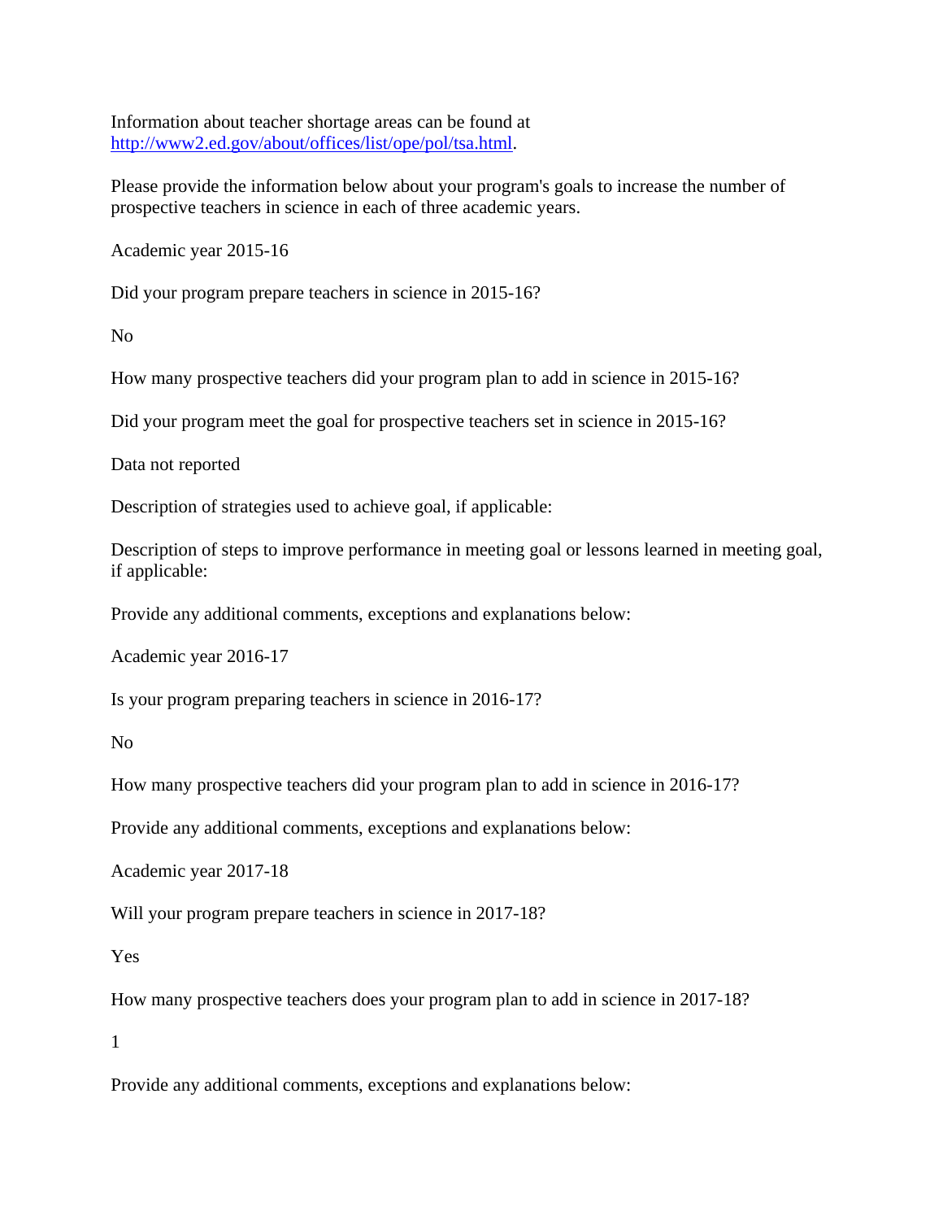Information about teacher shortage areas can be found at http://www2.ed.gov/about/offices/list/ope/pol/tsa.html.

Please provide the information below about your program's goals to increase the number of prospective teachers in science in each of three academic years.

Academic year 2015-16

Did your program prepare teachers in science in 2015-16?

No

How many prospective teachers did your program plan to add in science in 2015-16?

Did your program meet the goal for prospective teachers set in science in 2015-16?

Data not reported

Description of strategies used to achieve goal, if applicable:

Description of steps to improve performance in meeting goal or lessons learned in meeting goal, if applicable:

Provide any additional comments, exceptions and explanations below:

Academic year 2016-17

Is your program preparing teachers in science in 2016-17?

No

How many prospective teachers did your program plan to add in science in 2016-17?

Provide any additional comments, exceptions and explanations below:

Academic year 2017-18

Will your program prepare teachers in science in 2017-18?

Yes

How many prospective teachers does your program plan to add in science in 2017-18?

1

Provide any additional comments, exceptions and explanations below: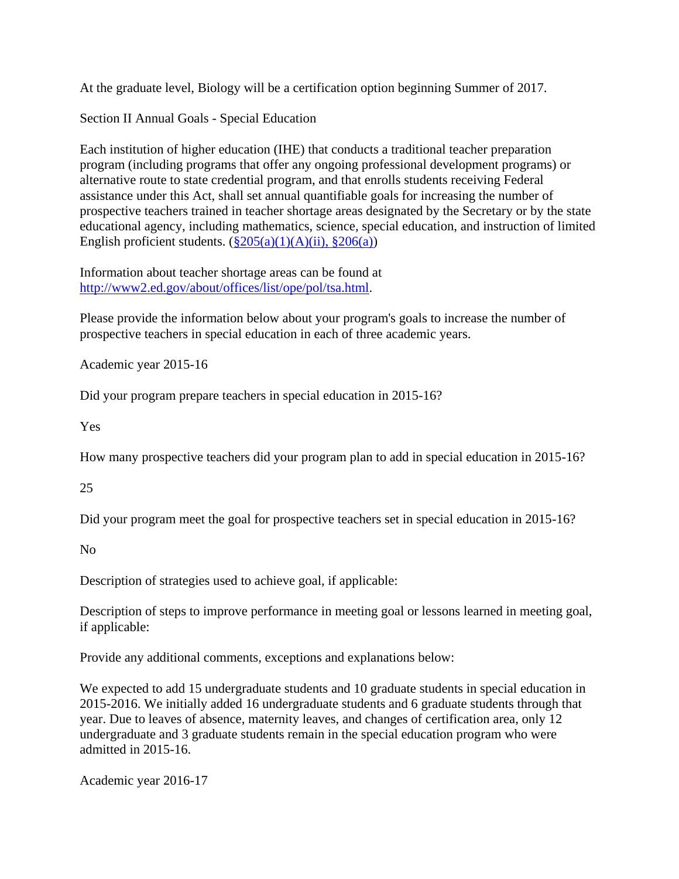At the graduate level, Biology will be a certification option beginning Summer of 2017.

## Section II Annual Goals - Special Education

Each institution of higher education (IHE) that conducts a traditional teacher preparation program (including programs that offer any ongoing professional development programs) or alternative route to state credential program, and that enrolls students receiving Federal assistance under this Act, shall set annual quantifiable goals for increasing the number of prospective teachers trained in teacher shortage areas designated by the Secretary or by the state educational agency, including mathematics, science, special education, and instruction of limited English proficient students. ([§205(a)(1)(A)(ii), §206(a)](#))

Information about teacher shortage areas can be found at [http://www2.ed.gov/about/offices/list/ope/pol/tsa.html](http://www2.ed.gov/about/offices/list/ope/pol/tsa.html).

Please provide the information below about your program's goals to increase the number of prospective teachers in special education in each of three academic years.

### Academic year 2015-16

Did your program prepare teachers in special education in 2015-16?

Yes

How many prospective teachers did your program plan to add in special education in 2015-16?

25

Did your program meet the goal for prospective teachers set in special education in 2015-16?

No

Description of strategies used to achieve goal, if applicable:

Description of steps to improve performance in meeting goal or lessons learned in meeting goal, if applicable:

Provide any additional comments, exceptions and explanations below:

We expected to add 15 undergraduate students and 10 graduate students in special education in 2015-2016. We initially added 16 undergraduate students and 6 graduate students through that year. Due to leaves of absence, maternity leaves, and changes of certification area, only 12 undergraduate and 3 graduate students remain in the special education program who were admitted in 2015-16.

### Academic year 2016-17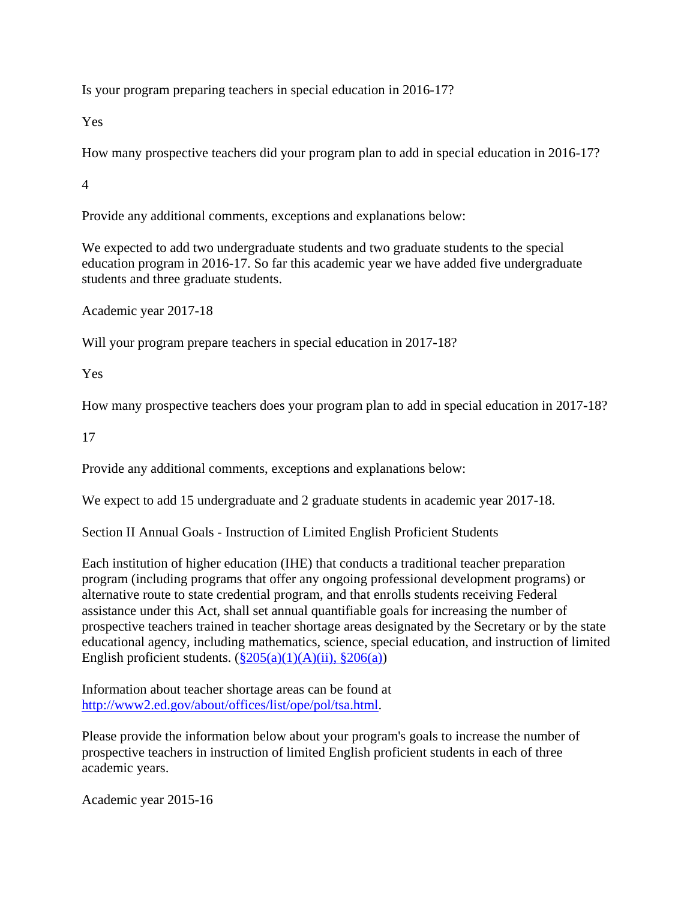Is your program preparing teachers in special education in 2016-17?

Yes

How many prospective teachers did your program plan to add in special education in 2016-17?

4

Provide any additional comments, exceptions and explanations below:

We expected to add two undergraduate students and two graduate students to the special education program in 2016-17. So far this academic year we have added five undergraduate students and three graduate students.

Academic year 2017-18

Will your program prepare teachers in special education in 2017-18?

Yes

How many prospective teachers does your program plan to add in special education in 2017-18?

17

Provide any additional comments, exceptions and explanations below:

We expect to add 15 undergraduate and 2 graduate students in academic year 2017-18.

Section II Annual Goals - Instruction of Limited English Proficient Students

Each institution of higher education (IHE) that conducts a traditional teacher preparation program (including programs that offer any ongoing professional development programs) or alternative route to state credential program, and that enrolls students receiving Federal assistance under this Act, shall set annual quantifiable goals for increasing the number of prospective teachers trained in teacher shortage areas designated by the Secretary or by the state educational agency, including mathematics, science, special education, and instruction of limited English proficient students. (§205(a)(1)(A)(ii), §206(a))

Information about teacher shortage areas can be found at http://www2.ed.gov/about/offices/list/ope/pol/tsa.html.

Please provide the information below about your program's goals to increase the number of prospective teachers in instruction of limited English proficient students in each of three academic years.

Academic year 2015-16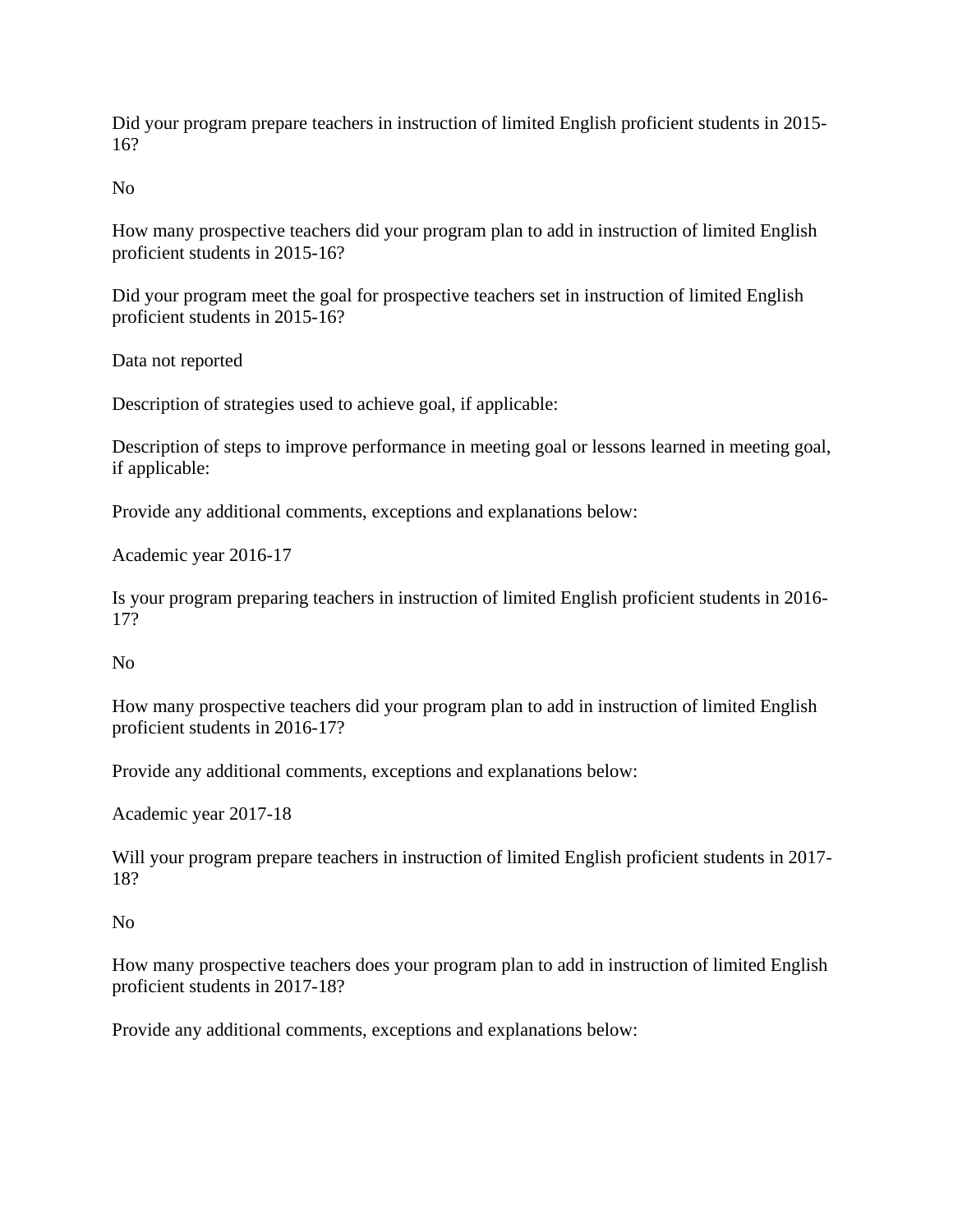Did your program prepare teachers in instruction of limited English proficient students in 2015-16?

No

How many prospective teachers did your program plan to add in instruction of limited English proficient students in 2015-16?

Did your program meet the goal for prospective teachers set in instruction of limited English proficient students in 2015-16?

Data not reported

Description of strategies used to achieve goal, if applicable:

Description of steps to improve performance in meeting goal or lessons learned in meeting goal, if applicable:

Provide any additional comments, exceptions and explanations below:

Academic year 2016-17

Is your program preparing teachers in instruction of limited English proficient students in 2016-17?

No

How many prospective teachers did your program plan to add in instruction of limited English proficient students in 2016-17?

Provide any additional comments, exceptions and explanations below:

Academic year 2017-18

Will your program prepare teachers in instruction of limited English proficient students in 2017-18?

No

How many prospective teachers does your program plan to add in instruction of limited English proficient students in 2017-18?

Provide any additional comments, exceptions and explanations below: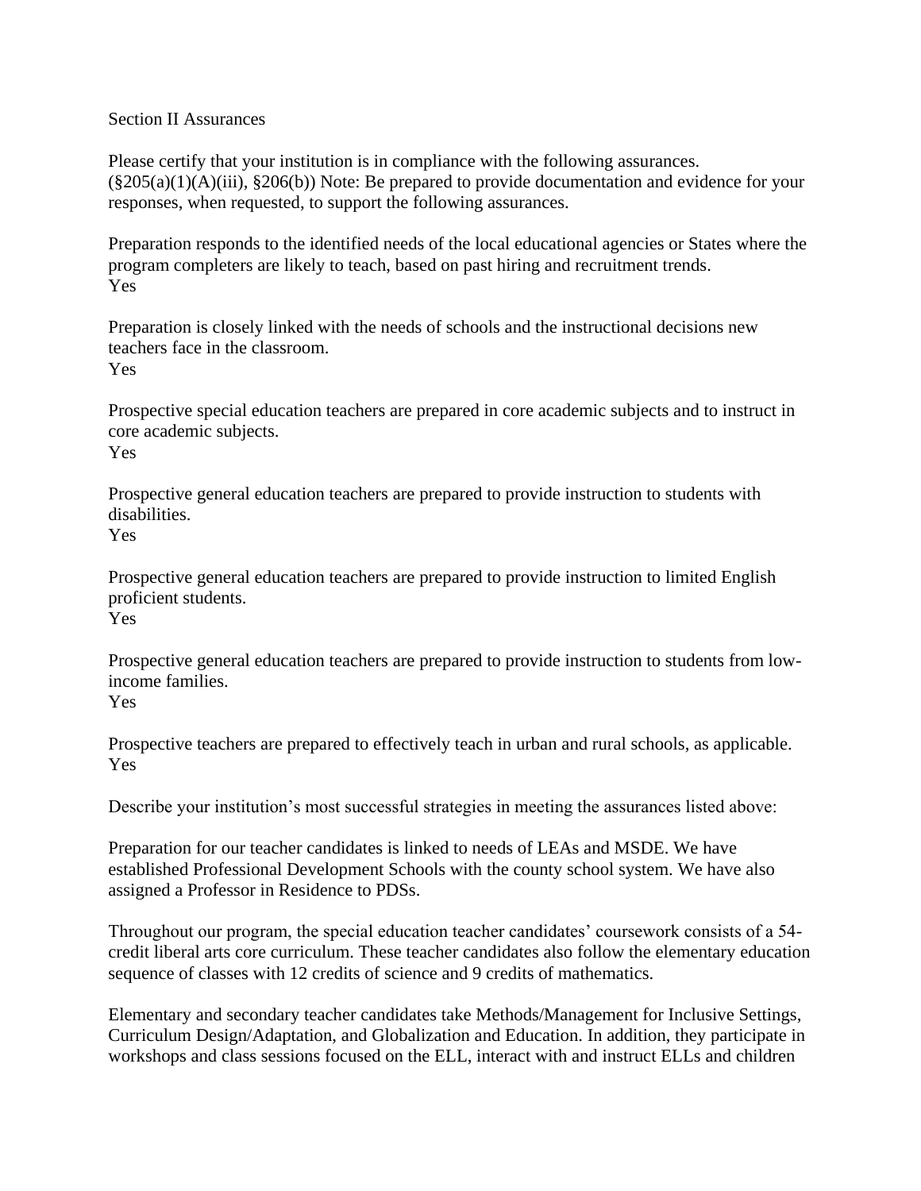## Section II Assurances

Please certify that your institution is in compliance with the following assurances. (§205(a)(1)(A)(iii), §206(b)) Note: Be prepared to provide documentation and evidence for your responses, when requested, to support the following assurances.

Preparation responds to the identified needs of the local educational agencies or States where the program completers are likely to teach, based on past hiring and recruitment trends.
Yes

Preparation is closely linked with the needs of schools and the instructional decisions new teachers face in the classroom.
Yes

Prospective special education teachers are prepared in core academic subjects and to instruct in core academic subjects.
Yes

Prospective general education teachers are prepared to provide instruction to students with disabilities.
Yes

Prospective general education teachers are prepared to provide instruction to limited English proficient students.
Yes

Prospective general education teachers are prepared to provide instruction to students from low-income families.
Yes

Prospective teachers are prepared to effectively teach in urban and rural schools, as applicable.
Yes

Describe your institution's most successful strategies in meeting the assurances listed above:

Preparation for our teacher candidates is linked to needs of LEAs and MSDE. We have established Professional Development Schools with the county school system. We have also assigned a Professor in Residence to PDSs.

Throughout our program, the special education teacher candidates' coursework consists of a 54-credit liberal arts core curriculum. These teacher candidates also follow the elementary education sequence of classes with 12 credits of science and 9 credits of mathematics.

Elementary and secondary teacher candidates take Methods/Management for Inclusive Settings, Curriculum Design/Adaptation, and Globalization and Education. In addition, they participate in workshops and class sessions focused on the ELL, interact with and instruct ELLs and children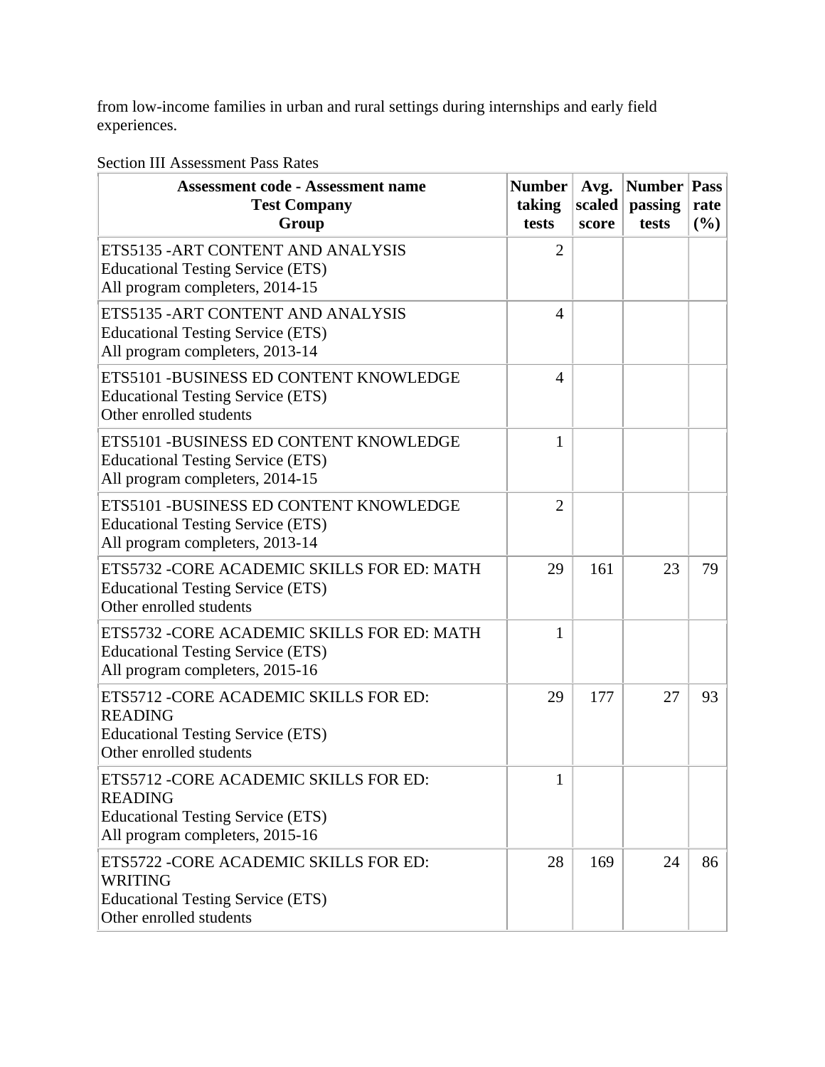from low-income families in urban and rural settings during internships and early field experiences.

Section III Assessment Pass Rates

| Assessment code - Assessment name<br>Test Company<br>Group | Number taking tests | Avg. scaled score | Number passing tests | Pass rate (%) |
|---|---|---|---|---|
| ETS5135 -ART CONTENT AND ANALYSIS<br>Educational Testing Service (ETS)<br>All program completers, 2014-15 | 2 | | | |
| ETS5135 -ART CONTENT AND ANALYSIS<br>Educational Testing Service (ETS)<br>All program completers, 2013-14 | 4 | | | |
| ETS5101 -BUSINESS ED CONTENT KNOWLEDGE<br>Educational Testing Service (ETS)<br>Other enrolled students | 4 | | | |
| ETS5101 -BUSINESS ED CONTENT KNOWLEDGE<br>Educational Testing Service (ETS)<br>All program completers, 2014-15 | 1 | | | |
| ETS5101 -BUSINESS ED CONTENT KNOWLEDGE<br>Educational Testing Service (ETS)<br>All program completers, 2013-14 | 2 | | | |
| ETS5732 -CORE ACADEMIC SKILLS FOR ED: MATH<br>Educational Testing Service (ETS)<br>Other enrolled students | 29 | 161 | 23 | 79 |
| ETS5732 -CORE ACADEMIC SKILLS FOR ED: MATH<br>Educational Testing Service (ETS)<br>All program completers, 2015-16 | 1 | | | |
| ETS5712 -CORE ACADEMIC SKILLS FOR ED: READING<br>Educational Testing Service (ETS)<br>Other enrolled students | 29 | 177 | 27 | 93 |
| ETS5712 -CORE ACADEMIC SKILLS FOR ED: READING<br>Educational Testing Service (ETS)<br>All program completers, 2015-16 | 1 | | | |
| ETS5722 -CORE ACADEMIC SKILLS FOR ED: WRITING<br>Educational Testing Service (ETS)<br>Other enrolled students | 28 | 169 | 24 | 86 |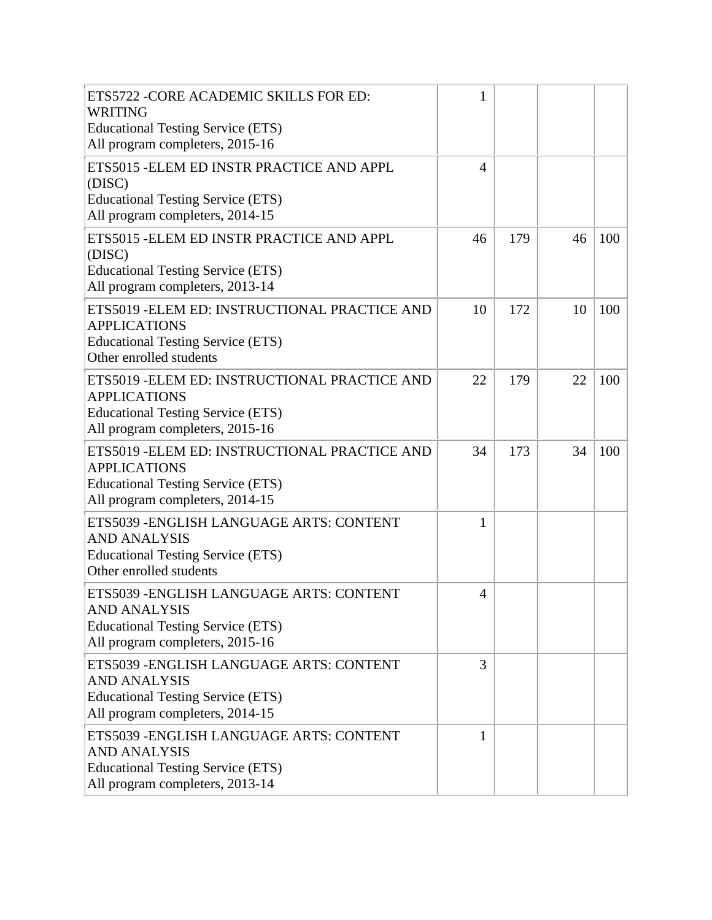| | | | | |
|---|---|---|---|---|
| ETS5722 -CORE ACADEMIC SKILLS FOR ED: WRITING<br>Educational Testing Service (ETS)<br>All program completers, 2015-16 | 1 | | | |
| ETS5015 -ELEM ED INSTR PRACTICE AND APPL (DISC)<br>Educational Testing Service (ETS)<br>All program completers, 2014-15 | 4 | | | |
| ETS5015 -ELEM ED INSTR PRACTICE AND APPL (DISC)<br>Educational Testing Service (ETS)<br>All program completers, 2013-14 | 46 | 179 | 46 | 100 |
| ETS5019 -ELEM ED: INSTRUCTIONAL PRACTICE AND APPLICATIONS<br>Educational Testing Service (ETS)<br>Other enrolled students | 10 | 172 | 10 | 100 |
| ETS5019 -ELEM ED: INSTRUCTIONAL PRACTICE AND APPLICATIONS<br>Educational Testing Service (ETS)<br>All program completers, 2015-16 | 22 | 179 | 22 | 100 |
| ETS5019 -ELEM ED: INSTRUCTIONAL PRACTICE AND APPLICATIONS<br>Educational Testing Service (ETS)<br>All program completers, 2014-15 | 34 | 173 | 34 | 100 |
| ETS5039 -ENGLISH LANGUAGE ARTS: CONTENT AND ANALYSIS<br>Educational Testing Service (ETS)<br>Other enrolled students | 1 | | | |
| ETS5039 -ENGLISH LANGUAGE ARTS: CONTENT AND ANALYSIS<br>Educational Testing Service (ETS)<br>All program completers, 2015-16 | 4 | | | |
| ETS5039 -ENGLISH LANGUAGE ARTS: CONTENT AND ANALYSIS<br>Educational Testing Service (ETS)<br>All program completers, 2014-15 | 3 | | | |
| ETS5039 -ENGLISH LANGUAGE ARTS: CONTENT AND ANALYSIS<br>Educational Testing Service (ETS)<br>All program completers, 2013-14 | 1 | | | |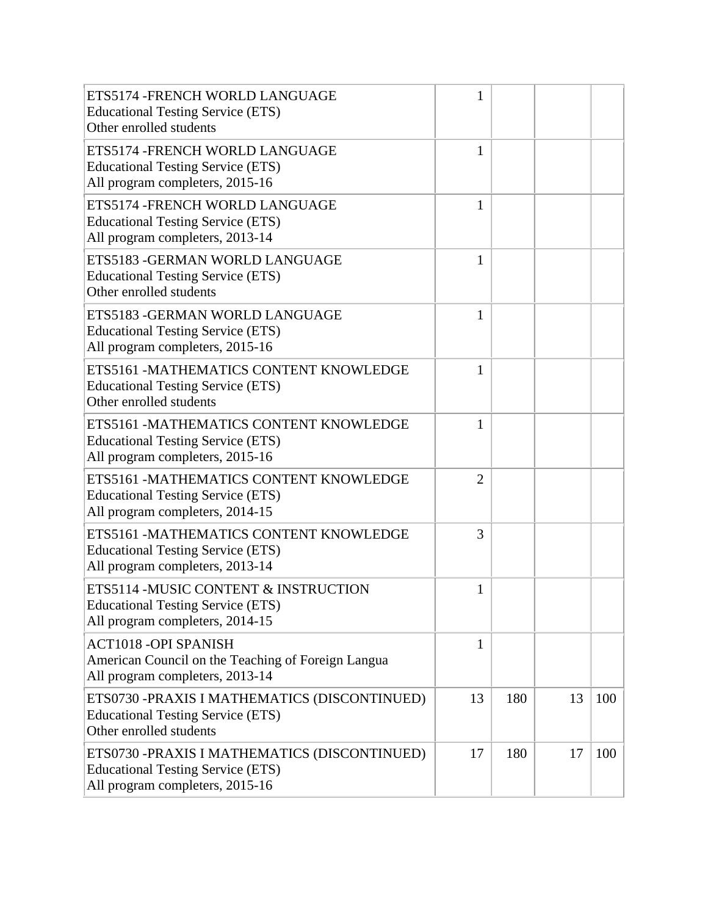| | | | | |
|---|---|---|---|---|
| ETS5174 -FRENCH WORLD LANGUAGE<br>Educational Testing Service (ETS)<br>Other enrolled students | 1 | | | |
| ETS5174 -FRENCH WORLD LANGUAGE<br>Educational Testing Service (ETS)<br>All program completers, 2015-16 | 1 | | | |
| ETS5174 -FRENCH WORLD LANGUAGE<br>Educational Testing Service (ETS)<br>All program completers, 2013-14 | 1 | | | |
| ETS5183 -GERMAN WORLD LANGUAGE<br>Educational Testing Service (ETS)<br>Other enrolled students | 1 | | | |
| ETS5183 -GERMAN WORLD LANGUAGE<br>Educational Testing Service (ETS)<br>All program completers, 2015-16 | 1 | | | |
| ETS5161 -MATHEMATICS CONTENT KNOWLEDGE<br>Educational Testing Service (ETS)<br>Other enrolled students | 1 | | | |
| ETS5161 -MATHEMATICS CONTENT KNOWLEDGE<br>Educational Testing Service (ETS)<br>All program completers, 2015-16 | 1 | | | |
| ETS5161 -MATHEMATICS CONTENT KNOWLEDGE<br>Educational Testing Service (ETS)<br>All program completers, 2014-15 | 2 | | | |
| ETS5161 -MATHEMATICS CONTENT KNOWLEDGE<br>Educational Testing Service (ETS)<br>All program completers, 2013-14 | 3 | | | |
| ETS5114 -MUSIC CONTENT & INSTRUCTION<br>Educational Testing Service (ETS)<br>All program completers, 2014-15 | 1 | | | |
| ACT1018 -OPI SPANISH<br>American Council on the Teaching of Foreign Langua<br>All program completers, 2013-14 | 1 | | | |
| ETS0730 -PRAXIS I MATHEMATICS (DISCONTINUED)<br>Educational Testing Service (ETS)<br>Other enrolled students | 13 | 180 | 13 | 100 |
| ETS0730 -PRAXIS I MATHEMATICS (DISCONTINUED)<br>Educational Testing Service (ETS)<br>All program completers, 2015-16 | 17 | 180 | 17 | 100 |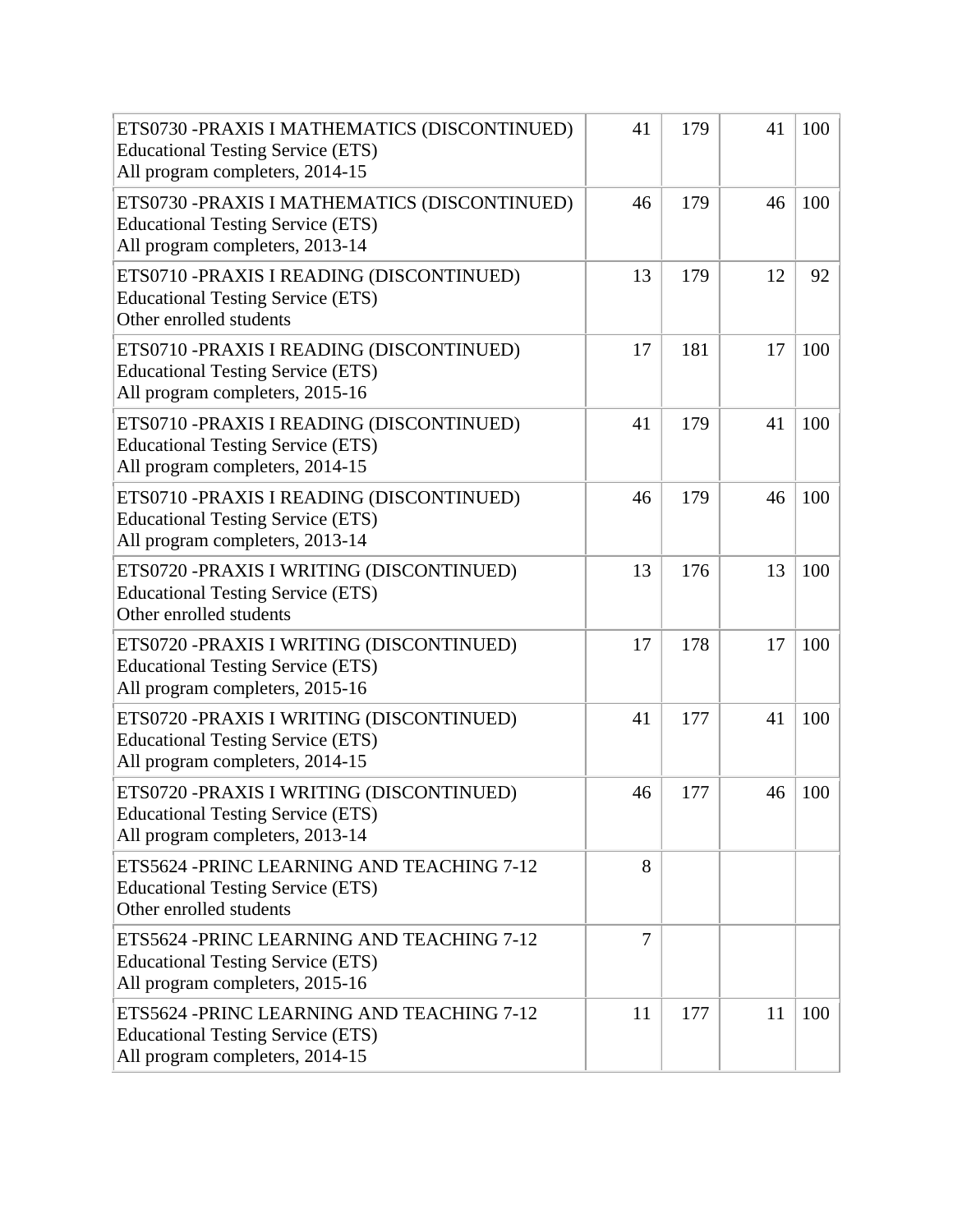| | | | | |
|---|---|---|---|---|
| ETS0730 -PRAXIS I MATHEMATICS (DISCONTINUED)<br>Educational Testing Service (ETS)<br>All program completers, 2014-15 | 41 | 179 | 41 | 100 |
| ETS0730 -PRAXIS I MATHEMATICS (DISCONTINUED)<br>Educational Testing Service (ETS)<br>All program completers, 2013-14 | 46 | 179 | 46 | 100 |
| ETS0710 -PRAXIS I READING (DISCONTINUED)<br>Educational Testing Service (ETS)<br>Other enrolled students | 13 | 179 | 12 | 92 |
| ETS0710 -PRAXIS I READING (DISCONTINUED)<br>Educational Testing Service (ETS)<br>All program completers, 2015-16 | 17 | 181 | 17 | 100 |
| ETS0710 -PRAXIS I READING (DISCONTINUED)<br>Educational Testing Service (ETS)<br>All program completers, 2014-15 | 41 | 179 | 41 | 100 |
| ETS0710 -PRAXIS I READING (DISCONTINUED)<br>Educational Testing Service (ETS)<br>All program completers, 2013-14 | 46 | 179 | 46 | 100 |
| ETS0720 -PRAXIS I WRITING (DISCONTINUED)<br>Educational Testing Service (ETS)<br>Other enrolled students | 13 | 176 | 13 | 100 |
| ETS0720 -PRAXIS I WRITING (DISCONTINUED)<br>Educational Testing Service (ETS)<br>All program completers, 2015-16 | 17 | 178 | 17 | 100 |
| ETS0720 -PRAXIS I WRITING (DISCONTINUED)<br>Educational Testing Service (ETS)<br>All program completers, 2014-15 | 41 | 177 | 41 | 100 |
| ETS0720 -PRAXIS I WRITING (DISCONTINUED)<br>Educational Testing Service (ETS)<br>All program completers, 2013-14 | 46 | 177 | 46 | 100 |
| ETS5624 -PRINC LEARNING AND TEACHING 7-12<br>Educational Testing Service (ETS)<br>Other enrolled students | 8 | | | |
| ETS5624 -PRINC LEARNING AND TEACHING 7-12<br>Educational Testing Service (ETS)<br>All program completers, 2015-16 | 7 | | | |
| ETS5624 -PRINC LEARNING AND TEACHING 7-12<br>Educational Testing Service (ETS)<br>All program completers, 2014-15 | 11 | 177 | 11 | 100 |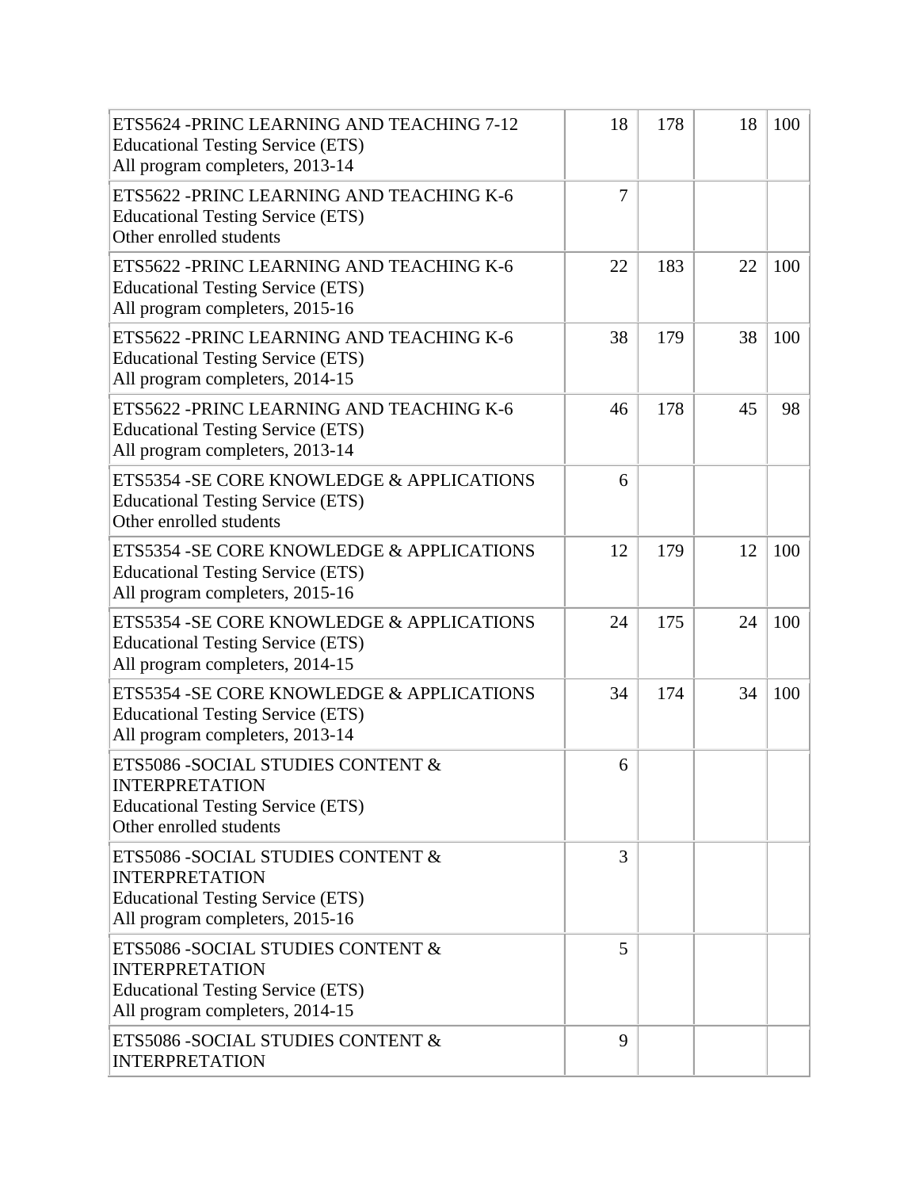| | | | | |
|---|---|---|---|---|
| ETS5624 -PRINC LEARNING AND TEACHING 7-12<br>Educational Testing Service (ETS)<br>All program completers, 2013-14 | 18 | 178 | 18 | 100 |
| ETS5622 -PRINC LEARNING AND TEACHING K-6<br>Educational Testing Service (ETS)<br>Other enrolled students | 7 | | | |
| ETS5622 -PRINC LEARNING AND TEACHING K-6<br>Educational Testing Service (ETS)<br>All program completers, 2015-16 | 22 | 183 | 22 | 100 |
| ETS5622 -PRINC LEARNING AND TEACHING K-6<br>Educational Testing Service (ETS)<br>All program completers, 2014-15 | 38 | 179 | 38 | 100 |
| ETS5622 -PRINC LEARNING AND TEACHING K-6<br>Educational Testing Service (ETS)<br>All program completers, 2013-14 | 46 | 178 | 45 | 98 |
| ETS5354 -SE CORE KNOWLEDGE & APPLICATIONS<br>Educational Testing Service (ETS)<br>Other enrolled students | 6 | | | |
| ETS5354 -SE CORE KNOWLEDGE & APPLICATIONS<br>Educational Testing Service (ETS)<br>All program completers, 2015-16 | 12 | 179 | 12 | 100 |
| ETS5354 -SE CORE KNOWLEDGE & APPLICATIONS<br>Educational Testing Service (ETS)<br>All program completers, 2014-15 | 24 | 175 | 24 | 100 |
| ETS5354 -SE CORE KNOWLEDGE & APPLICATIONS<br>Educational Testing Service (ETS)<br>All program completers, 2013-14 | 34 | 174 | 34 | 100 |
| ETS5086 -SOCIAL STUDIES CONTENT & INTERPRETATION<br>Educational Testing Service (ETS)<br>Other enrolled students | 6 | | | |
| ETS5086 -SOCIAL STUDIES CONTENT & INTERPRETATION<br>Educational Testing Service (ETS)<br>All program completers, 2015-16 | 3 | | | |
| ETS5086 -SOCIAL STUDIES CONTENT & INTERPRETATION<br>Educational Testing Service (ETS)<br>All program completers, 2014-15 | 5 | | | |
| ETS5086 -SOCIAL STUDIES CONTENT & INTERPRETATION | 9 | | | |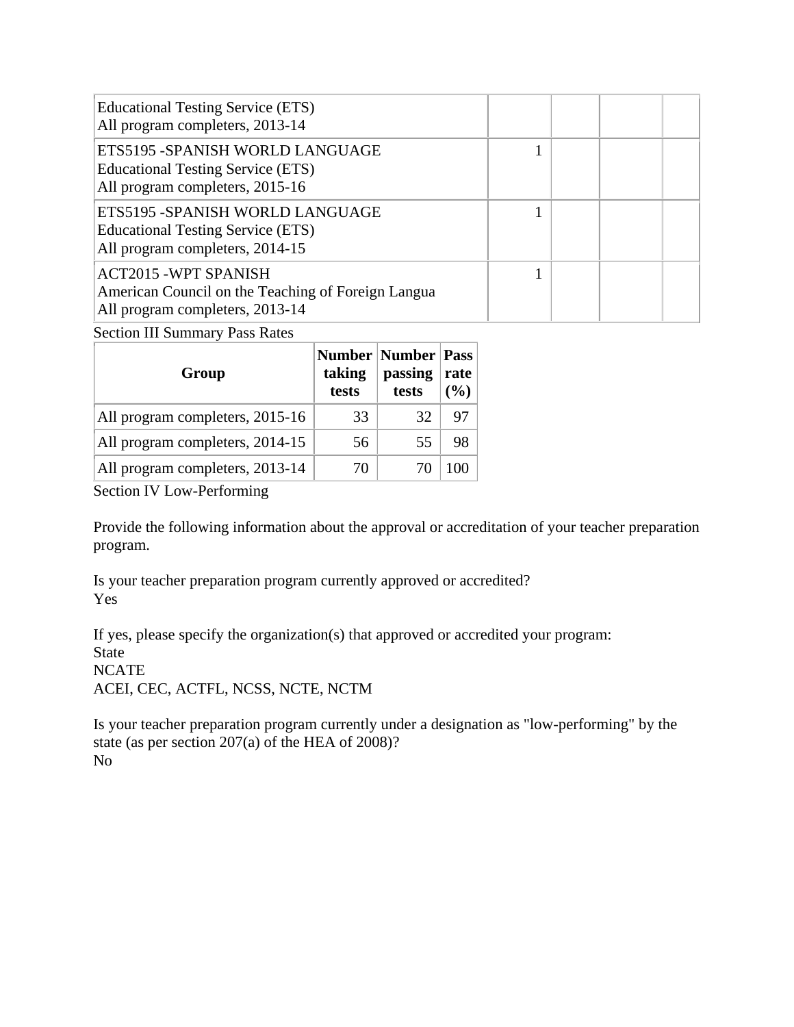| | | | | |
|---|---|---|---|---|
| Educational Testing Service (ETS)<br>All program completers, 2013-14 | | | | |
| ETS5195 -SPANISH WORLD LANGUAGE<br>Educational Testing Service (ETS)<br>All program completers, 2015-16 | 1 | | | |
| ETS5195 -SPANISH WORLD LANGUAGE<br>Educational Testing Service (ETS)<br>All program completers, 2014-15 | 1 | | | |
| ACT2015 -WPT SPANISH<br>American Council on the Teaching of Foreign Langua<br>All program completers, 2013-14 | 1 | | | |

Section III Summary Pass Rates

| Group | Number taking tests | Number passing tests | Pass rate (%) |
|---|---|---|---|
| All program completers, 2015-16 | 33 | 32 | 97 |
| All program completers, 2014-15 | 56 | 55 | 98 |
| All program completers, 2013-14 | 70 | 70 | 100 |

Section IV Low-Performing

Provide the following information about the approval or accreditation of your teacher preparation program.

Is your teacher preparation program currently approved or accredited?
Yes

If yes, please specify the organization(s) that approved or accredited your program:
State
NCATE
ACEI, CEC, ACTFL, NCSS, NCTE, NCTM

Is your teacher preparation program currently under a designation as "low-performing" by the state (as per section 207(a) of the HEA of 2008)?
No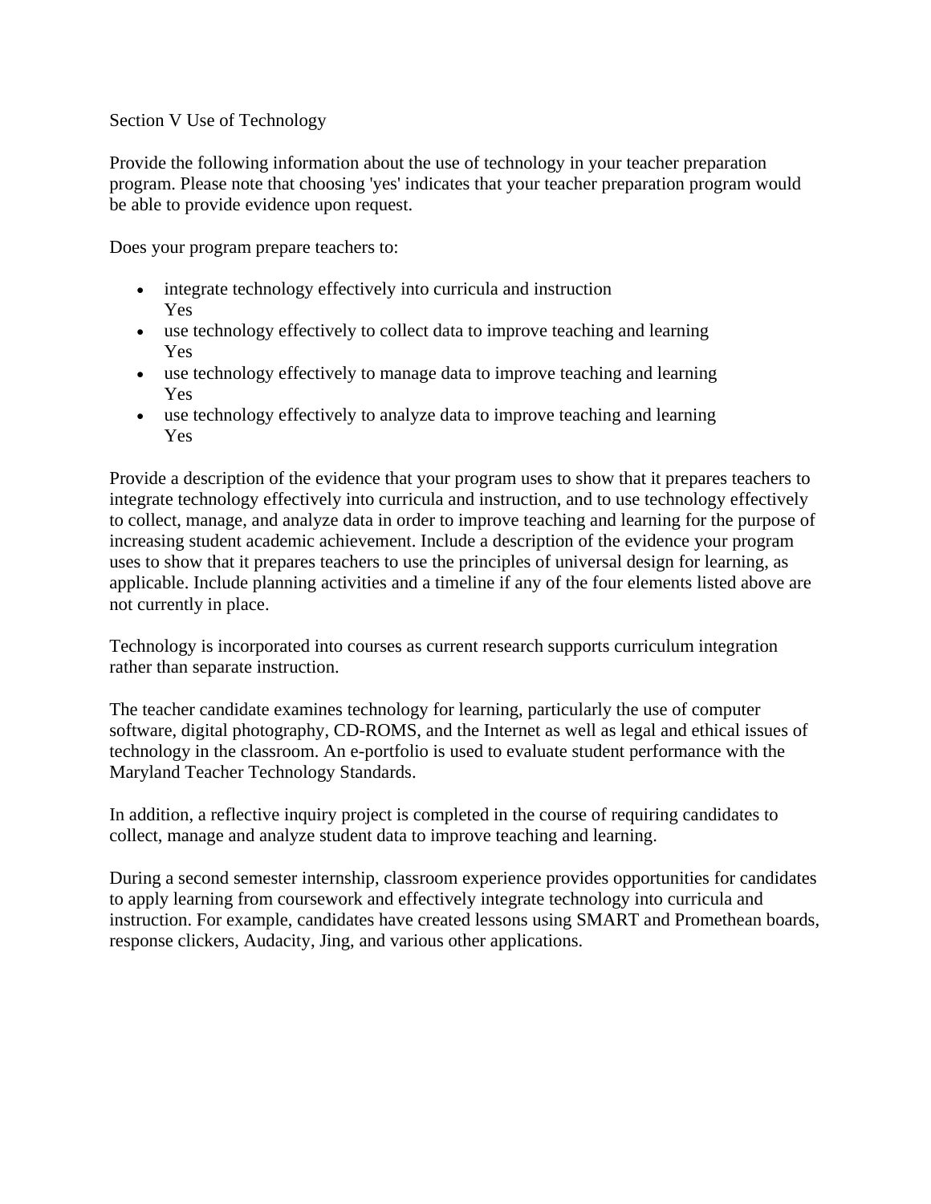Section V Use of Technology

Provide the following information about the use of technology in your teacher preparation program. Please note that choosing 'yes' indicates that your teacher preparation program would be able to provide evidence upon request.

Does your program prepare teachers to:

- integrate technology effectively into curricula and instruction
  Yes
- use technology effectively to collect data to improve teaching and learning
  Yes
- use technology effectively to manage data to improve teaching and learning
  Yes
- use technology effectively to analyze data to improve teaching and learning
  Yes

Provide a description of the evidence that your program uses to show that it prepares teachers to integrate technology effectively into curricula and instruction, and to use technology effectively to collect, manage, and analyze data in order to improve teaching and learning for the purpose of increasing student academic achievement. Include a description of the evidence your program uses to show that it prepares teachers to use the principles of universal design for learning, as applicable. Include planning activities and a timeline if any of the four elements listed above are not currently in place.

Technology is incorporated into courses as current research supports curriculum integration rather than separate instruction.

The teacher candidate examines technology for learning, particularly the use of computer software, digital photography, CD-ROMS, and the Internet as well as legal and ethical issues of technology in the classroom. An e-portfolio is used to evaluate student performance with the Maryland Teacher Technology Standards.

In addition, a reflective inquiry project is completed in the course of requiring candidates to collect, manage and analyze student data to improve teaching and learning.

During a second semester internship, classroom experience provides opportunities for candidates to apply learning from coursework and effectively integrate technology into curricula and instruction. For example, candidates have created lessons using SMART and Promethean boards, response clickers, Audacity, Jing, and various other applications.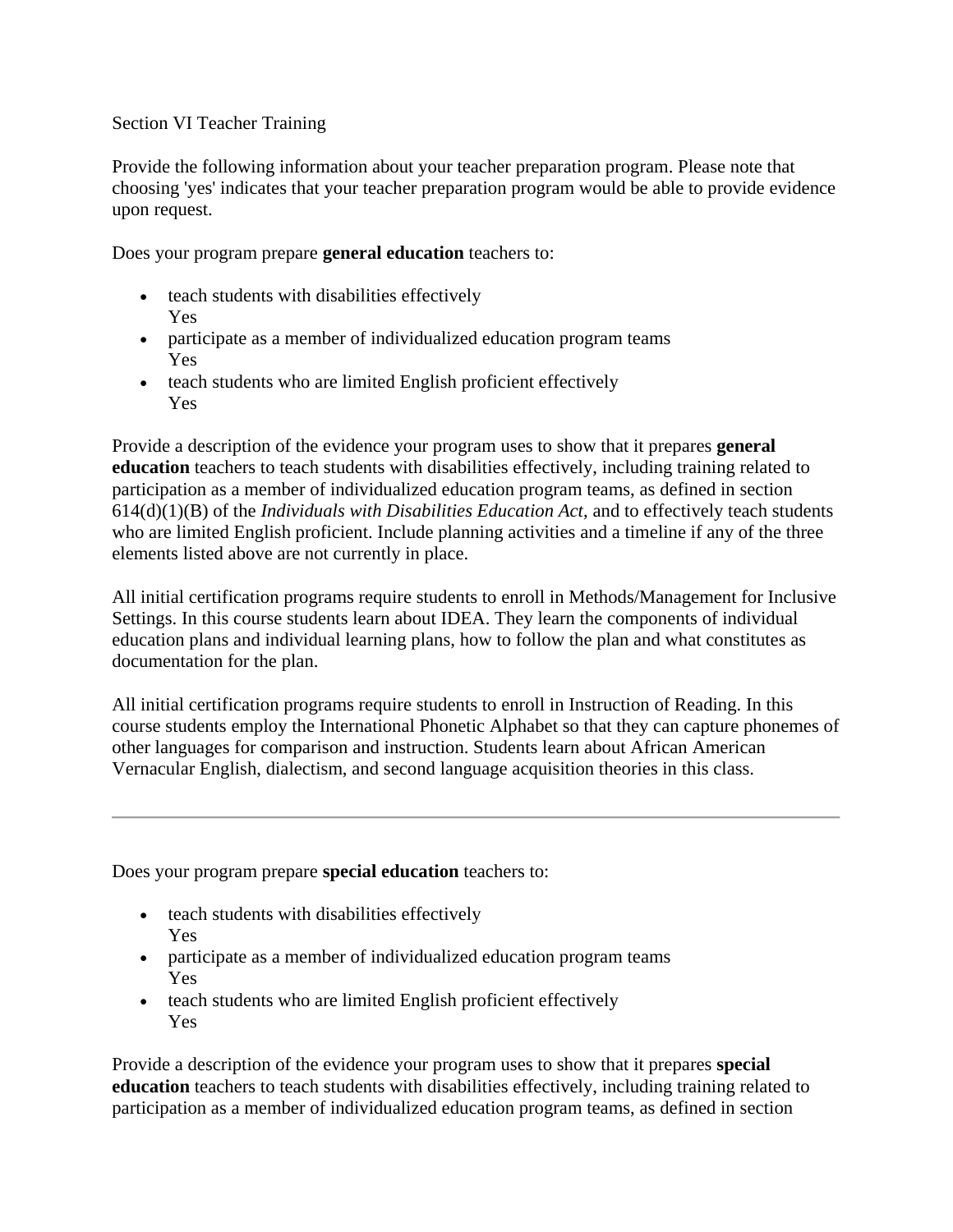Section VI Teacher Training

Provide the following information about your teacher preparation program. Please note that choosing 'yes' indicates that your teacher preparation program would be able to provide evidence upon request.

Does your program prepare **general education** teachers to:

- teach students with disabilities effectively
  Yes
- participate as a member of individualized education program teams
  Yes
- teach students who are limited English proficient effectively
  Yes

Provide a description of the evidence your program uses to show that it prepares **general education** teachers to teach students with disabilities effectively, including training related to participation as a member of individualized education program teams, as defined in section 614(d)(1)(B) of the *Individuals with Disabilities Education Act*, and to effectively teach students who are limited English proficient. Include planning activities and a timeline if any of the three elements listed above are not currently in place.

All initial certification programs require students to enroll in Methods/Management for Inclusive Settings. In this course students learn about IDEA. They learn the components of individual education plans and individual learning plans, how to follow the plan and what constitutes as documentation for the plan.

All initial certification programs require students to enroll in Instruction of Reading. In this course students employ the International Phonetic Alphabet so that they can capture phonemes of other languages for comparison and instruction. Students learn about African American Vernacular English, dialectism, and second language acquisition theories in this class.

---

Does your program prepare **special education** teachers to:

- teach students with disabilities effectively
  Yes
- participate as a member of individualized education program teams
  Yes
- teach students who are limited English proficient effectively
  Yes

Provide a description of the evidence your program uses to show that it prepares **special education** teachers to teach students with disabilities effectively, including training related to participation as a member of individualized education program teams, as defined in section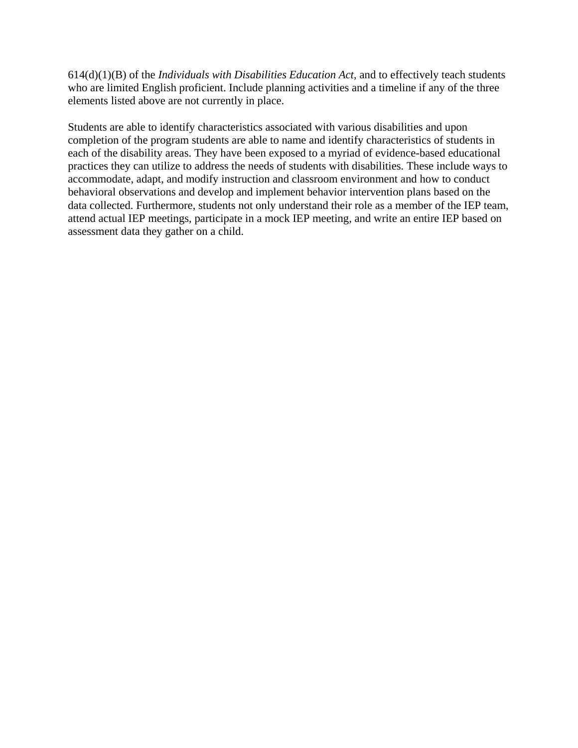614(d)(1)(B) of the *Individuals with Disabilities Education Act*, and to effectively teach students who are limited English proficient. Include planning activities and a timeline if any of the three elements listed above are not currently in place.

Students are able to identify characteristics associated with various disabilities and upon completion of the program students are able to name and identify characteristics of students in each of the disability areas. They have been exposed to a myriad of evidence-based educational practices they can utilize to address the needs of students with disabilities. These include ways to accommodate, adapt, and modify instruction and classroom environment and how to conduct behavioral observations and develop and implement behavior intervention plans based on the data collected. Furthermore, students not only understand their role as a member of the IEP team, attend actual IEP meetings, participate in a mock IEP meeting, and write an entire IEP based on assessment data they gather on a child.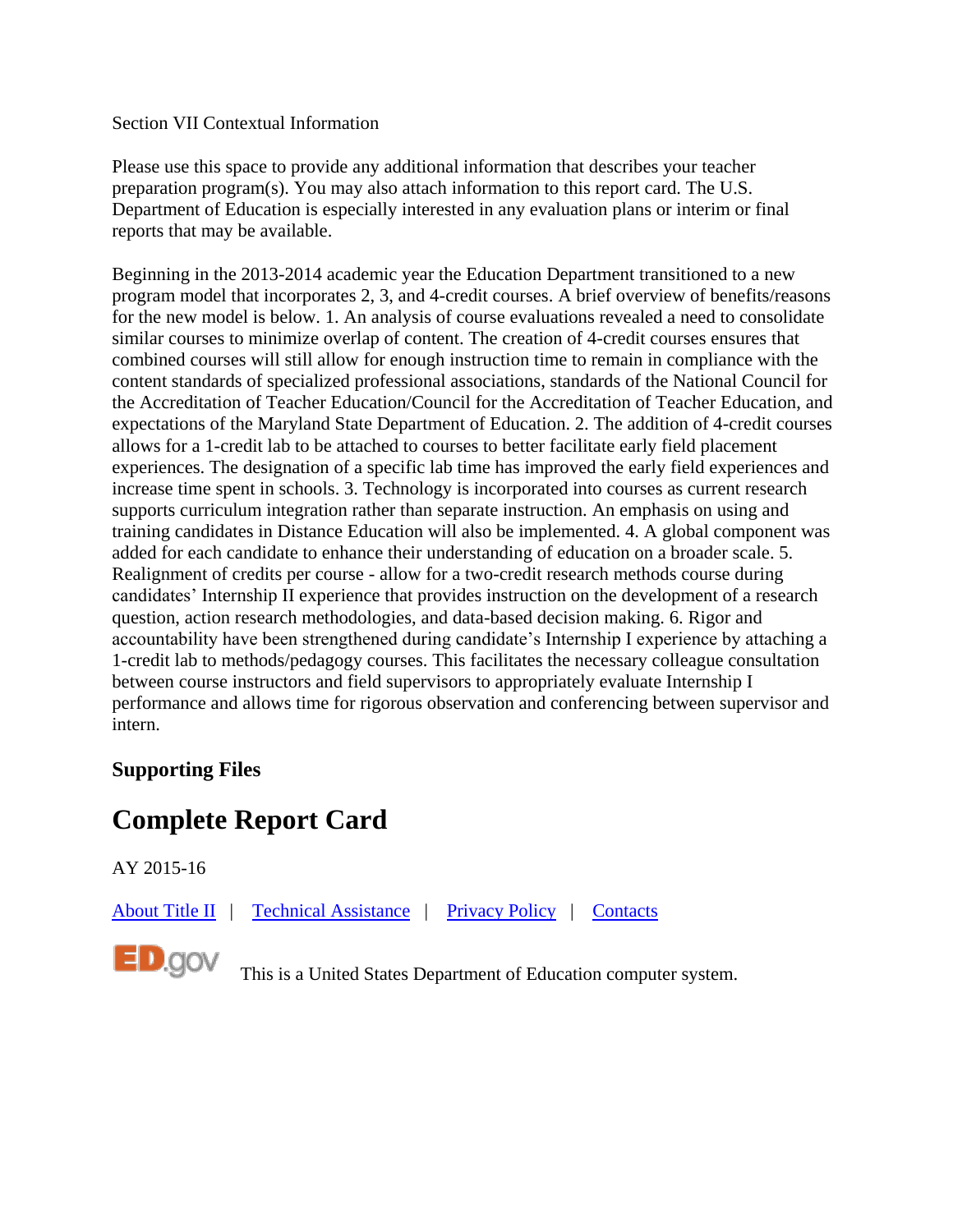Section VII Contextual Information

Please use this space to provide any additional information that describes your teacher preparation program(s). You may also attach information to this report card. The U.S. Department of Education is especially interested in any evaluation plans or interim or final reports that may be available.

Beginning in the 2013-2014 academic year the Education Department transitioned to a new program model that incorporates 2, 3, and 4-credit courses. A brief overview of benefits/reasons for the new model is below. 1. An analysis of course evaluations revealed a need to consolidate similar courses to minimize overlap of content. The creation of 4-credit courses ensures that combined courses will still allow for enough instruction time to remain in compliance with the content standards of specialized professional associations, standards of the National Council for the Accreditation of Teacher Education/Council for the Accreditation of Teacher Education, and expectations of the Maryland State Department of Education. 2. The addition of 4-credit courses allows for a 1-credit lab to be attached to courses to better facilitate early field placement experiences. The designation of a specific lab time has improved the early field experiences and increase time spent in schools. 3. Technology is incorporated into courses as current research supports curriculum integration rather than separate instruction. An emphasis on using and training candidates in Distance Education will also be implemented. 4. A global component was added for each candidate to enhance their understanding of education on a broader scale. 5. Realignment of credits per course - allow for a two-credit research methods course during candidates' Internship II experience that provides instruction on the development of a research question, action research methodologies, and data-based decision making. 6. Rigor and accountability have been strengthened during candidate's Internship I experience by attaching a 1-credit lab to methods/pedagogy courses. This facilitates the necessary colleague consultation between course instructors and field supervisors to appropriately evaluate Internship I performance and allows time for rigorous observation and conferencing between supervisor and intern.

**Supporting Files**

# Complete Report Card

AY 2015-16

About Title II | Technical Assistance | Privacy Policy | Contacts

ED.gov This is a United States Department of Education computer system.